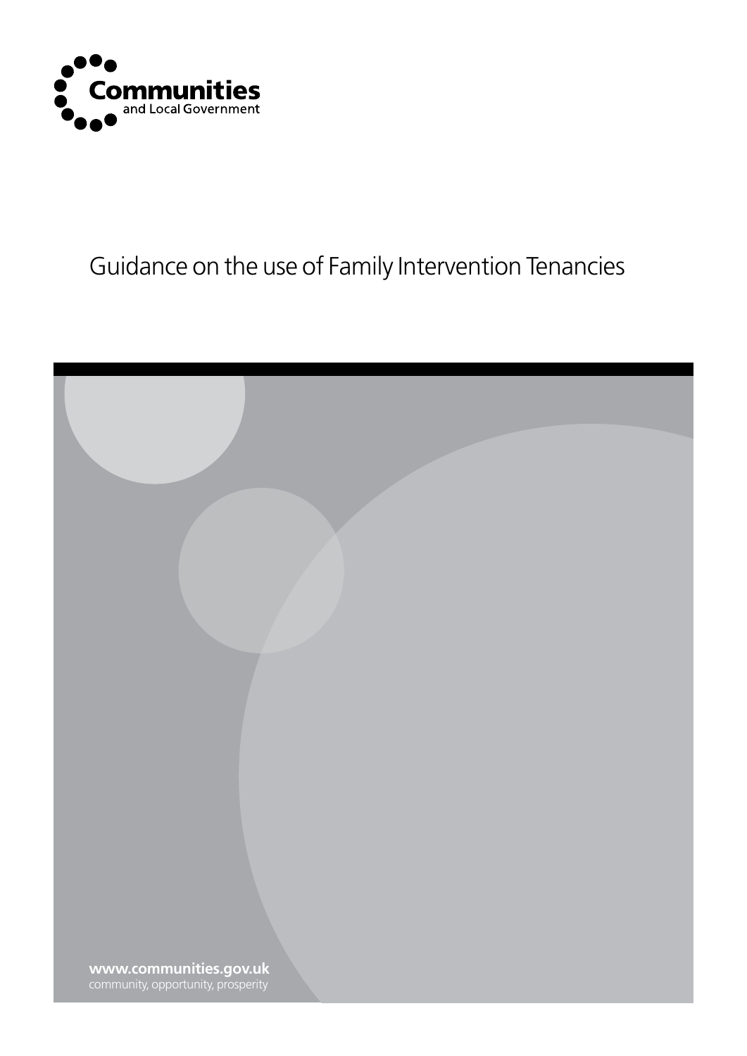Communities and Local Government

# Guidance on the use of Family Intervention Tenancies

**www.communities.gov.uk**
community, opportunity, prosperity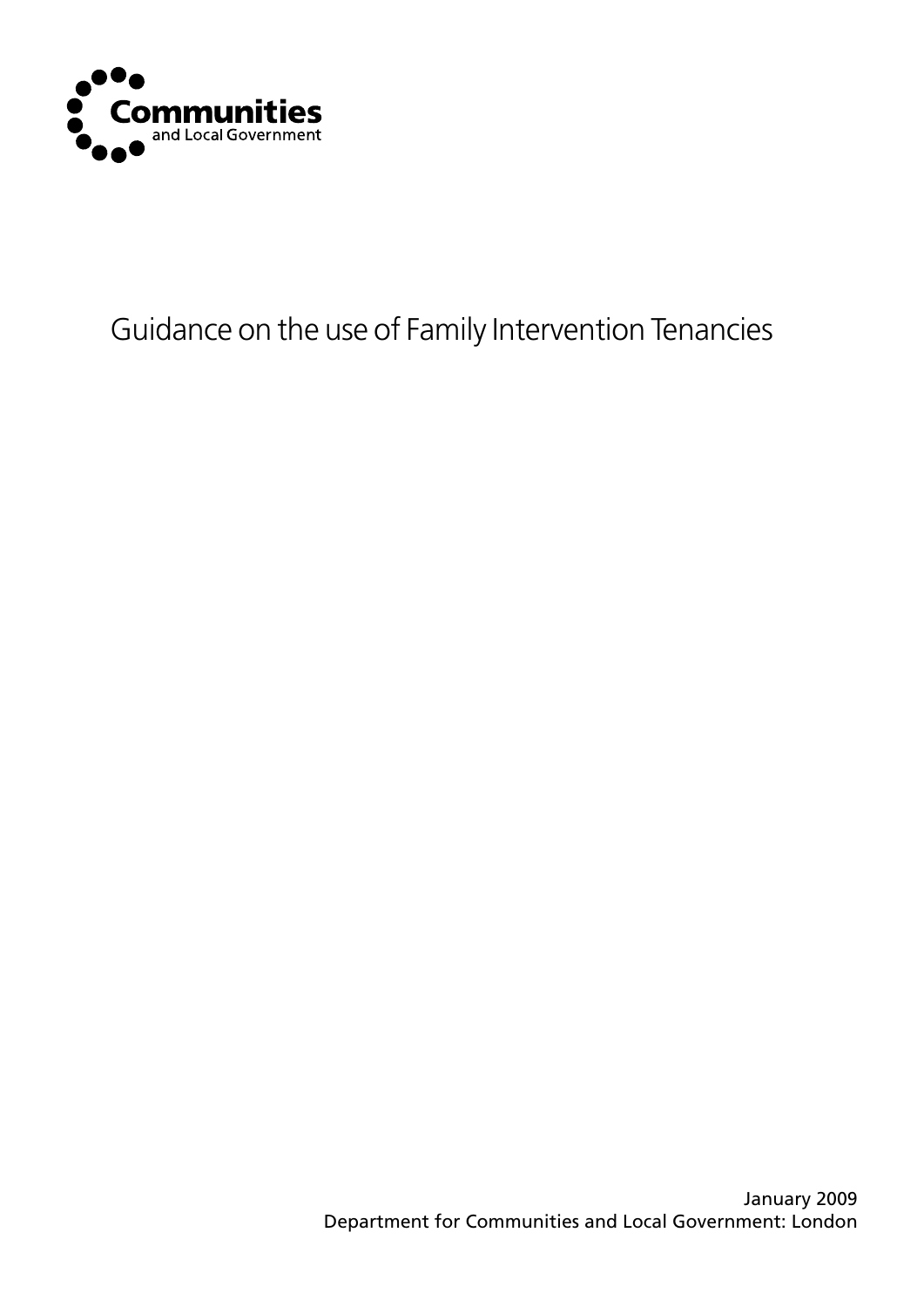Communities and Local Government

# Guidance on the use of Family Intervention Tenancies

January 2009
Department for Communities and Local Government: London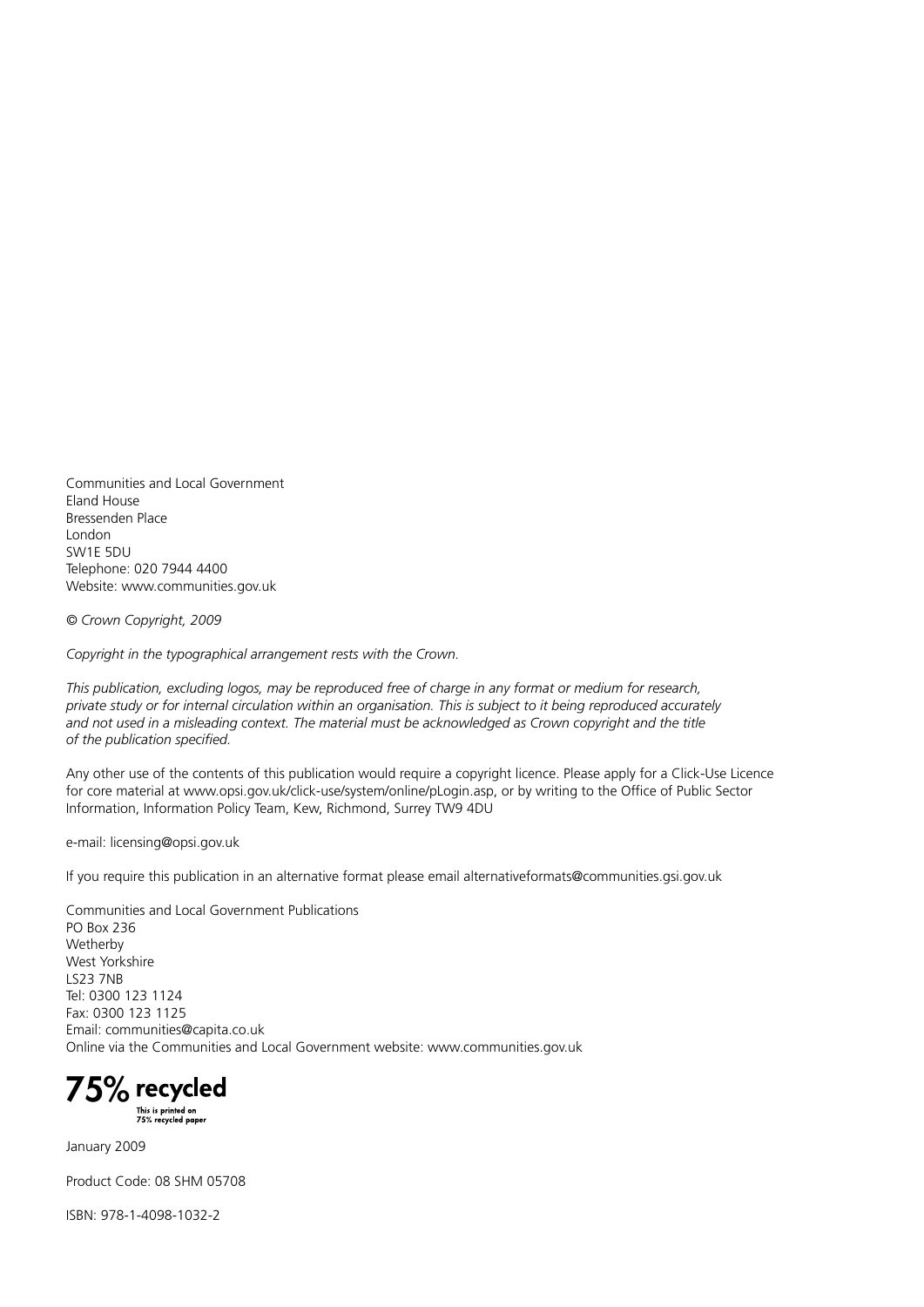Communities and Local Government
Eland House
Bressenden Place
London
SW1E 5DU
Telephone: 020 7944 4400
Website: www.communities.gov.uk

*© Crown Copyright, 2009*

*Copyright in the typographical arrangement rests with the Crown.*

*This publication, excluding logos, may be reproduced free of charge in any format or medium for research, private study or for internal circulation within an organisation. This is subject to it being reproduced accurately and not used in a misleading context. The material must be acknowledged as Crown copyright and the title of the publication specified.*

Any other use of the contents of this publication would require a copyright licence. Please apply for a Click-Use Licence for core material at www.opsi.gov.uk/click-use/system/online/pLogin.asp, or by writing to the Office of Public Sector Information, Information Policy Team, Kew, Richmond, Surrey TW9 4DU

e-mail: licensing@opsi.gov.uk

If you require this publication in an alternative format please email alternativeformats@communities.gsi.gov.uk

Communities and Local Government Publications
PO Box 236
Wetherby
West Yorkshire
LS23 7NB
Tel: 0300 123 1124
Fax: 0300 123 1125
Email: communities@capita.co.uk
Online via the Communities and Local Government website: www.communities.gov.uk

**75% recycled**
This is printed on 75% recycled paper

January 2009

Product Code: 08 SHM 05708

ISBN: 978-1-4098-1032-2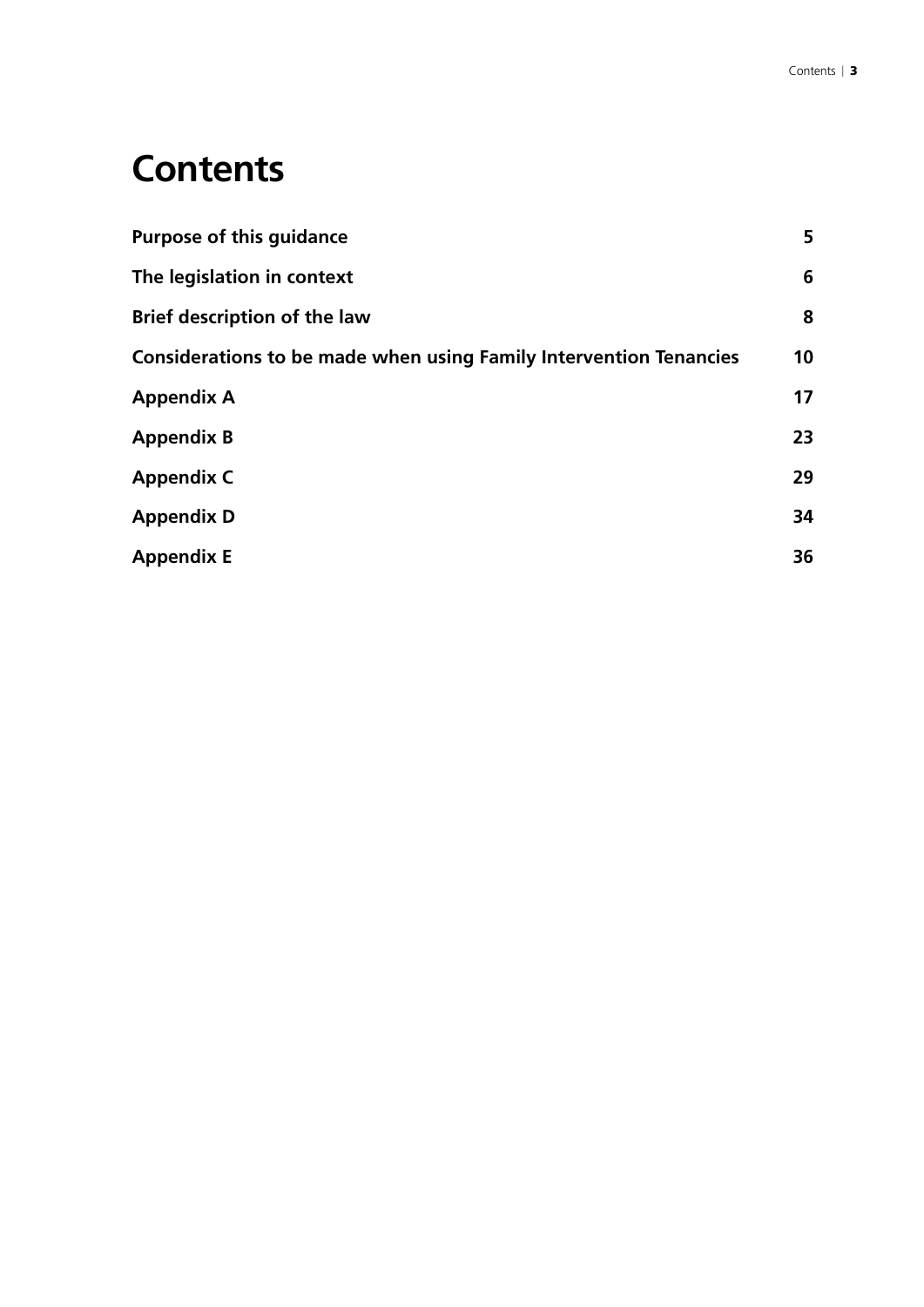# Contents

| | |
|---|---|
| **Purpose of this guidance** | **5** |
| **The legislation in context** | **6** |
| **Brief description of the law** | **8** |
| **Considerations to be made when using Family Intervention Tenancies** | **10** |
| **Appendix A** | **17** |
| **Appendix B** | **23** |
| **Appendix C** | **29** |
| **Appendix D** | **34** |
| **Appendix E** | **36** |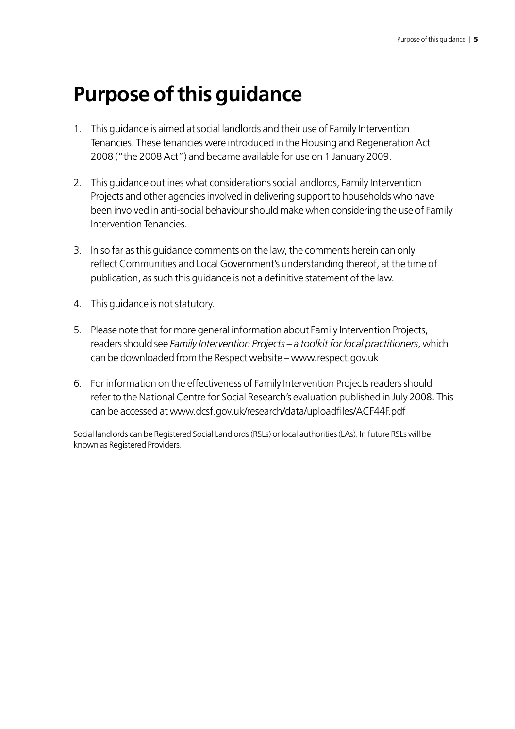# Purpose of this guidance

1. This guidance is aimed at social landlords and their use of Family Intervention Tenancies. These tenancies were introduced in the Housing and Regeneration Act 2008 ("the 2008 Act") and became available for use on 1 January 2009.

2. This guidance outlines what considerations social landlords, Family Intervention Projects and other agencies involved in delivering support to households who have been involved in anti-social behaviour should make when considering the use of Family Intervention Tenancies.

3. In so far as this guidance comments on the law, the comments herein can only reflect Communities and Local Government's understanding thereof, at the time of publication, as such this guidance is not a definitive statement of the law.

4. This guidance is not statutory.

5. Please note that for more general information about Family Intervention Projects, readers should see *Family Intervention Projects – a toolkit for local practitioners*, which can be downloaded from the Respect website – www.respect.gov.uk

6. For information on the effectiveness of Family Intervention Projects readers should refer to the National Centre for Social Research's evaluation published in July 2008. This can be accessed at www.dcsf.gov.uk/research/data/uploadfiles/ACF44F.pdf

Social landlords can be Registered Social Landlords (RSLs) or local authorities (LAs). In future RSLs will be known as Registered Providers.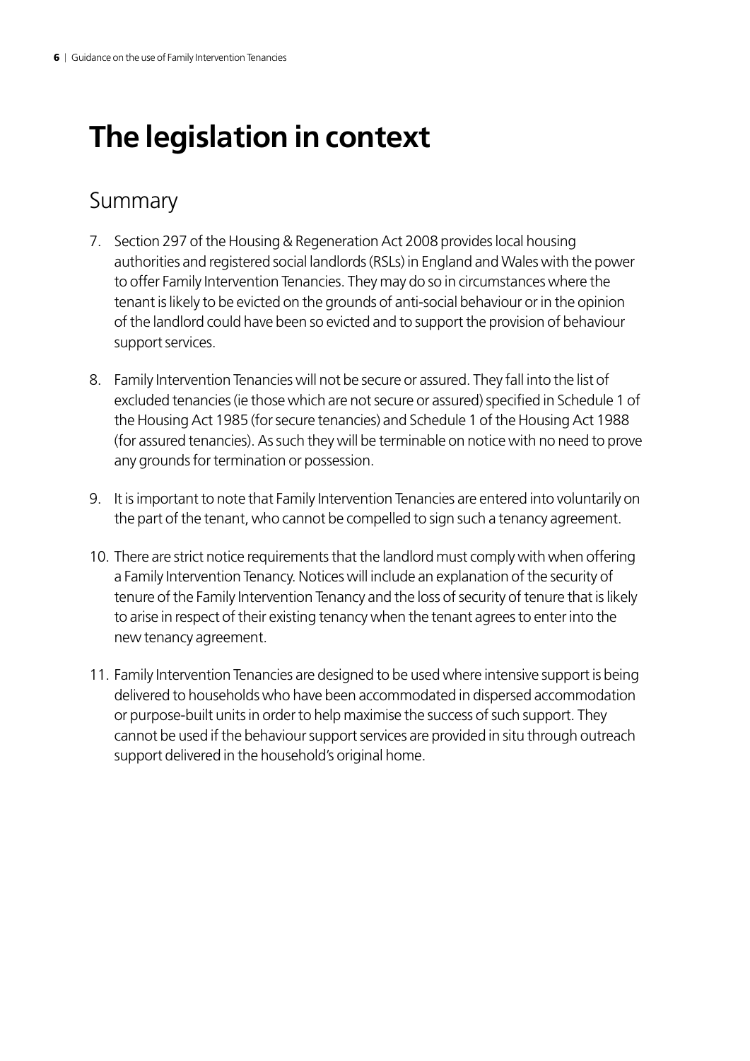# The legislation in context

## Summary

7. Section 297 of the Housing & Regeneration Act 2008 provides local housing authorities and registered social landlords (RSLs) in England and Wales with the power to offer Family Intervention Tenancies. They may do so in circumstances where the tenant is likely to be evicted on the grounds of anti-social behaviour or in the opinion of the landlord could have been so evicted and to support the provision of behaviour support services.

8. Family Intervention Tenancies will not be secure or assured. They fall into the list of excluded tenancies (ie those which are not secure or assured) specified in Schedule 1 of the Housing Act 1985 (for secure tenancies) and Schedule 1 of the Housing Act 1988 (for assured tenancies). As such they will be terminable on notice with no need to prove any grounds for termination or possession.

9. It is important to note that Family Intervention Tenancies are entered into voluntarily on the part of the tenant, who cannot be compelled to sign such a tenancy agreement.

10. There are strict notice requirements that the landlord must comply with when offering a Family Intervention Tenancy. Notices will include an explanation of the security of tenure of the Family Intervention Tenancy and the loss of security of tenure that is likely to arise in respect of their existing tenancy when the tenant agrees to enter into the new tenancy agreement.

11. Family Intervention Tenancies are designed to be used where intensive support is being delivered to households who have been accommodated in dispersed accommodation or purpose-built units in order to help maximise the success of such support. They cannot be used if the behaviour support services are provided in situ through outreach support delivered in the household's original home.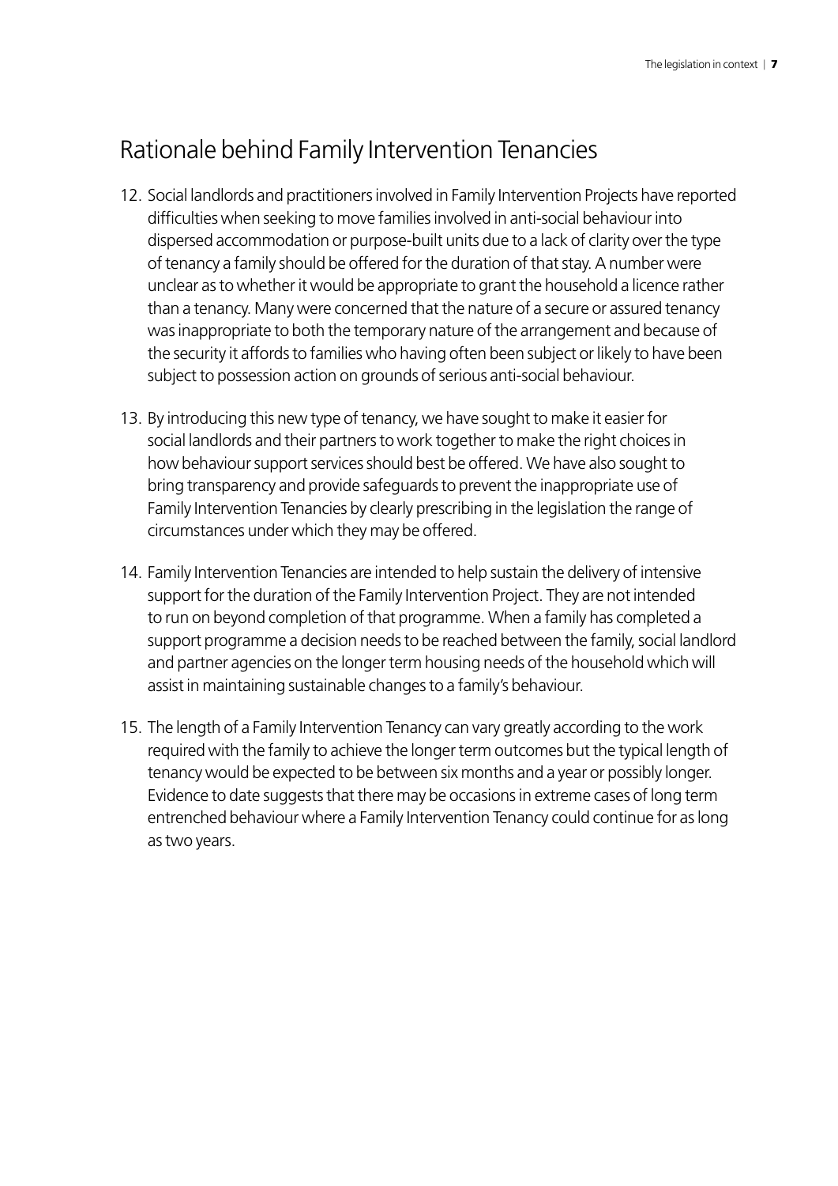## Rationale behind Family Intervention Tenancies

12. Social landlords and practitioners involved in Family Intervention Projects have reported difficulties when seeking to move families involved in anti-social behaviour into dispersed accommodation or purpose-built units due to a lack of clarity over the type of tenancy a family should be offered for the duration of that stay. A number were unclear as to whether it would be appropriate to grant the household a licence rather than a tenancy. Many were concerned that the nature of a secure or assured tenancy was inappropriate to both the temporary nature of the arrangement and because of the security it affords to families who having often been subject or likely to have been subject to possession action on grounds of serious anti-social behaviour.

13. By introducing this new type of tenancy, we have sought to make it easier for social landlords and their partners to work together to make the right choices in how behaviour support services should best be offered. We have also sought to bring transparency and provide safeguards to prevent the inappropriate use of Family Intervention Tenancies by clearly prescribing in the legislation the range of circumstances under which they may be offered.

14. Family Intervention Tenancies are intended to help sustain the delivery of intensive support for the duration of the Family Intervention Project. They are not intended to run on beyond completion of that programme. When a family has completed a support programme a decision needs to be reached between the family, social landlord and partner agencies on the longer term housing needs of the household which will assist in maintaining sustainable changes to a family's behaviour.

15. The length of a Family Intervention Tenancy can vary greatly according to the work required with the family to achieve the longer term outcomes but the typical length of tenancy would be expected to be between six months and a year or possibly longer. Evidence to date suggests that there may be occasions in extreme cases of long term entrenched behaviour where a Family Intervention Tenancy could continue for as long as two years.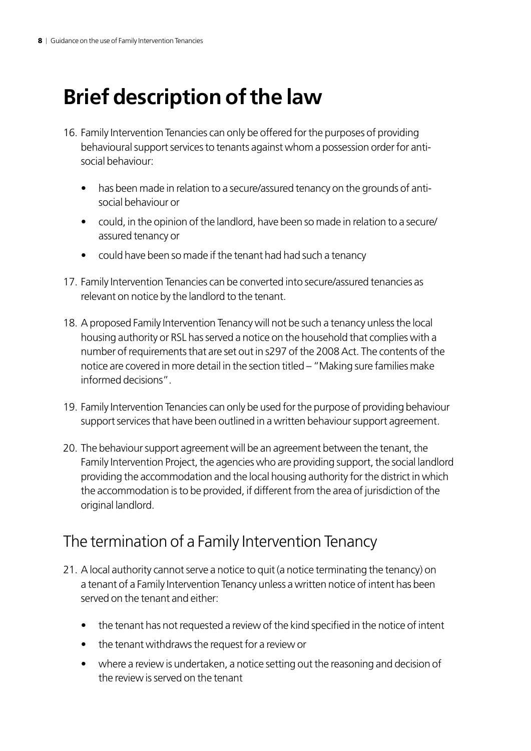# Brief description of the law

16. Family Intervention Tenancies can only be offered for the purposes of providing behavioural support services to tenants against whom a possession order for anti-social behaviour:

    - has been made in relation to a secure/assured tenancy on the grounds of anti-social behaviour or
    - could, in the opinion of the landlord, have been so made in relation to a secure/assured tenancy or
    - could have been so made if the tenant had had such a tenancy

17. Family Intervention Tenancies can be converted into secure/assured tenancies as relevant on notice by the landlord to the tenant.

18. A proposed Family Intervention Tenancy will not be such a tenancy unless the local housing authority or RSL has served a notice on the household that complies with a number of requirements that are set out in s297 of the 2008 Act. The contents of the notice are covered in more detail in the section titled – "Making sure families make informed decisions".

19. Family Intervention Tenancies can only be used for the purpose of providing behaviour support services that have been outlined in a written behaviour support agreement.

20. The behaviour support agreement will be an agreement between the tenant, the Family Intervention Project, the agencies who are providing support, the social landlord providing the accommodation and the local housing authority for the district in which the accommodation is to be provided, if different from the area of jurisdiction of the original landlord.

## The termination of a Family Intervention Tenancy

21. A local authority cannot serve a notice to quit (a notice terminating the tenancy) on a tenant of a Family Intervention Tenancy unless a written notice of intent has been served on the tenant and either:

    - the tenant has not requested a review of the kind specified in the notice of intent
    - the tenant withdraws the request for a review or
    - where a review is undertaken, a notice setting out the reasoning and decision of the review is served on the tenant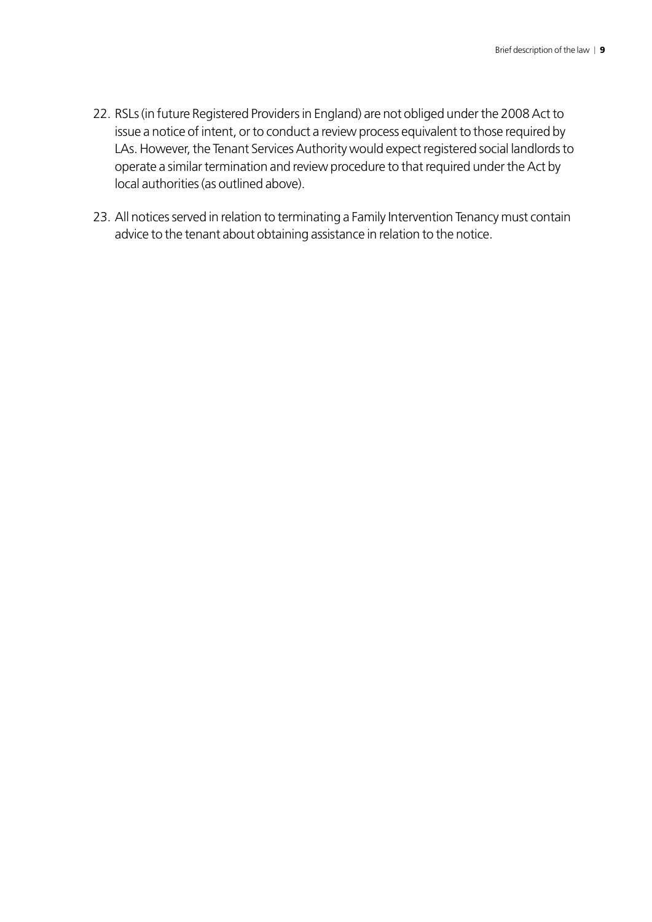22. RSLs (in future Registered Providers in England) are not obliged under the 2008 Act to issue a notice of intent, or to conduct a review process equivalent to those required by LAs. However, the Tenant Services Authority would expect registered social landlords to operate a similar termination and review procedure to that required under the Act by local authorities (as outlined above).

23. All notices served in relation to terminating a Family Intervention Tenancy must contain advice to the tenant about obtaining assistance in relation to the notice.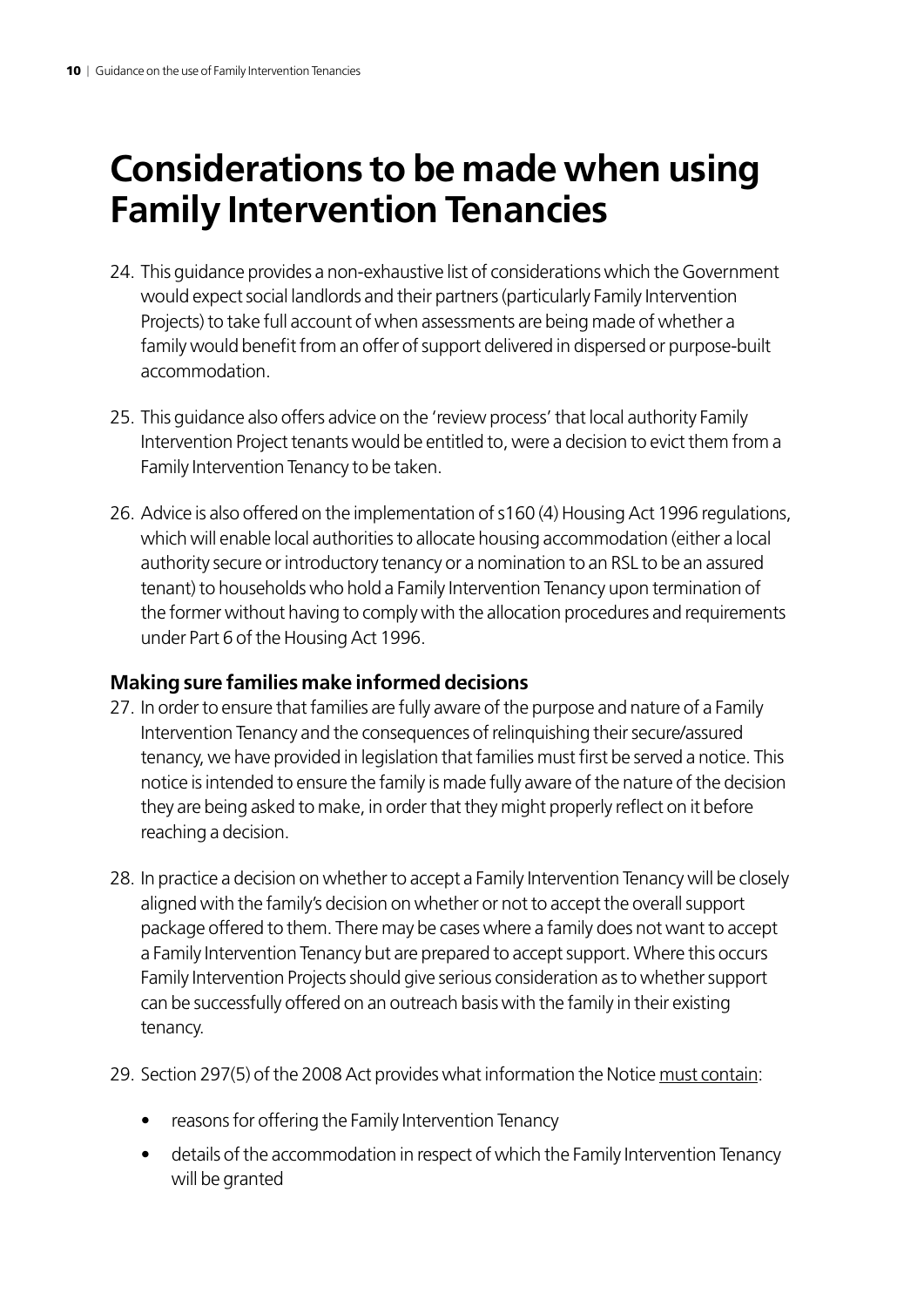# Considerations to be made when using Family Intervention Tenancies

24. This guidance provides a non-exhaustive list of considerations which the Government would expect social landlords and their partners (particularly Family Intervention Projects) to take full account of when assessments are being made of whether a family would benefit from an offer of support delivered in dispersed or purpose-built accommodation.

25. This guidance also offers advice on the 'review process' that local authority Family Intervention Project tenants would be entitled to, were a decision to evict them from a Family Intervention Tenancy to be taken.

26. Advice is also offered on the implementation of s160 (4) Housing Act 1996 regulations, which will enable local authorities to allocate housing accommodation (either a local authority secure or introductory tenancy or a nomination to an RSL to be an assured tenant) to households who hold a Family Intervention Tenancy upon termination of the former without having to comply with the allocation procedures and requirements under Part 6 of the Housing Act 1996.

## Making sure families make informed decisions

27. In order to ensure that families are fully aware of the purpose and nature of a Family Intervention Tenancy and the consequences of relinquishing their secure/assured tenancy, we have provided in legislation that families must first be served a notice. This notice is intended to ensure the family is made fully aware of the nature of the decision they are being asked to make, in order that they might properly reflect on it before reaching a decision.

28. In practice a decision on whether to accept a Family Intervention Tenancy will be closely aligned with the family's decision on whether or not to accept the overall support package offered to them. There may be cases where a family does not want to accept a Family Intervention Tenancy but are prepared to accept support. Where this occurs Family Intervention Projects should give serious consideration as to whether support can be successfully offered on an outreach basis with the family in their existing tenancy.

29. Section 297(5) of the 2008 Act provides what information the Notice must contain:

   - reasons for offering the Family Intervention Tenancy
   - details of the accommodation in respect of which the Family Intervention Tenancy will be granted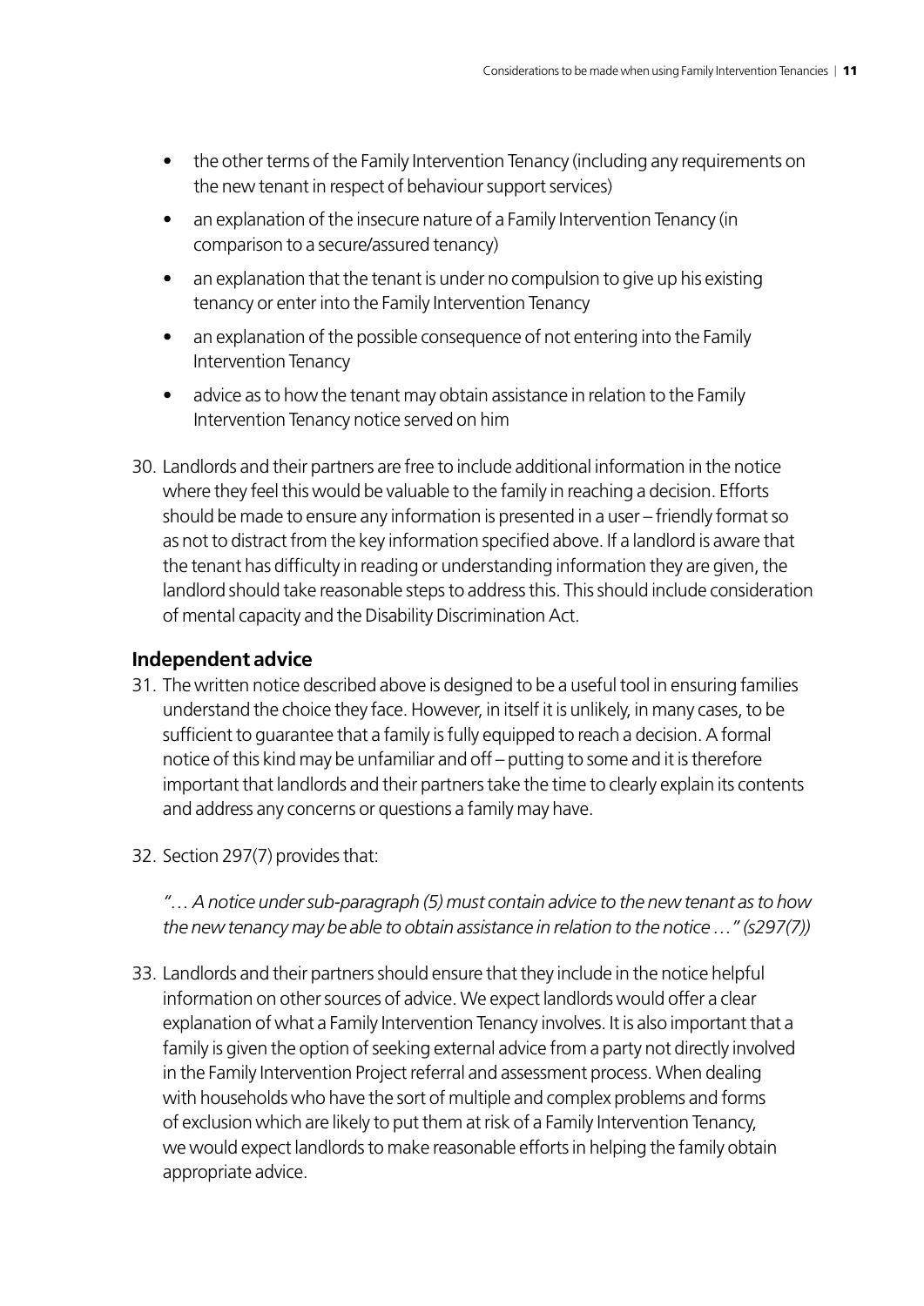- the other terms of the Family Intervention Tenancy (including any requirements on the new tenant in respect of behaviour support services)
- an explanation of the insecure nature of a Family Intervention Tenancy (in comparison to a secure/assured tenancy)
- an explanation that the tenant is under no compulsion to give up his existing tenancy or enter into the Family Intervention Tenancy
- an explanation of the possible consequence of not entering into the Family Intervention Tenancy
- advice as to how the tenant may obtain assistance in relation to the Family Intervention Tenancy notice served on him

30. Landlords and their partners are free to include additional information in the notice where they feel this would be valuable to the family in reaching a decision. Efforts should be made to ensure any information is presented in a user – friendly format so as not to distract from the key information specified above. If a landlord is aware that the tenant has difficulty in reading or understanding information they are given, the landlord should take reasonable steps to address this. This should include consideration of mental capacity and the Disability Discrimination Act.

## Independent advice

31. The written notice described above is designed to be a useful tool in ensuring families understand the choice they face. However, in itself it is unlikely, in many cases, to be sufficient to guarantee that a family is fully equipped to reach a decision. A formal notice of this kind may be unfamiliar and off – putting to some and it is therefore important that landlords and their partners take the time to clearly explain its contents and address any concerns or questions a family may have.

32. Section 297(7) provides that:

    *"… A notice under sub-paragraph (5) must contain advice to the new tenant as to how the new tenancy may be able to obtain assistance in relation to the notice …" (s297(7))*

33. Landlords and their partners should ensure that they include in the notice helpful information on other sources of advice. We expect landlords would offer a clear explanation of what a Family Intervention Tenancy involves. It is also important that a family is given the option of seeking external advice from a party not directly involved in the Family Intervention Project referral and assessment process. When dealing with households who have the sort of multiple and complex problems and forms of exclusion which are likely to put them at risk of a Family Intervention Tenancy, we would expect landlords to make reasonable efforts in helping the family obtain appropriate advice.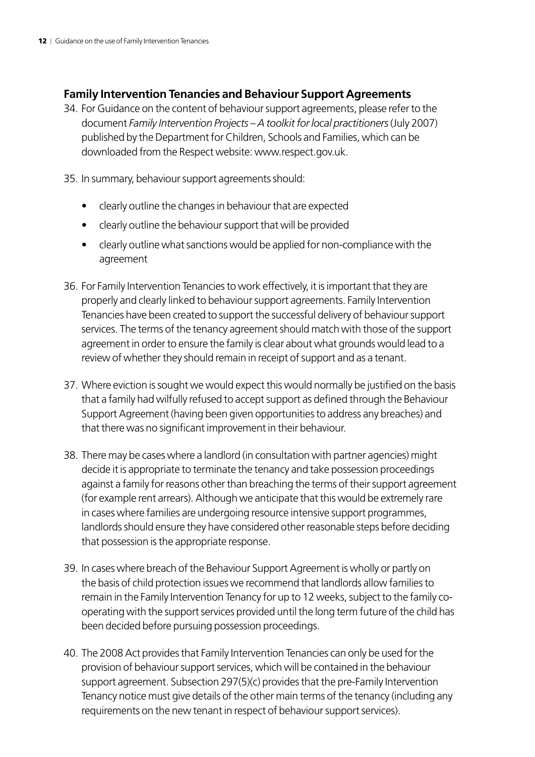## Family Intervention Tenancies and Behaviour Support Agreements

34. For Guidance on the content of behaviour support agreements, please refer to the document *Family Intervention Projects – A toolkit for local practitioners* (July 2007) published by the Department for Children, Schools and Families, which can be downloaded from the Respect website: www.respect.gov.uk.

35. In summary, behaviour support agreements should:

    - clearly outline the changes in behaviour that are expected
    - clearly outline the behaviour support that will be provided
    - clearly outline what sanctions would be applied for non-compliance with the agreement

36. For Family Intervention Tenancies to work effectively, it is important that they are properly and clearly linked to behaviour support agreements. Family Intervention Tenancies have been created to support the successful delivery of behaviour support services. The terms of the tenancy agreement should match with those of the support agreement in order to ensure the family is clear about what grounds would lead to a review of whether they should remain in receipt of support and as a tenant.

37. Where eviction is sought we would expect this would normally be justified on the basis that a family had wilfully refused to accept support as defined through the Behaviour Support Agreement (having been given opportunities to address any breaches) and that there was no significant improvement in their behaviour.

38. There may be cases where a landlord (in consultation with partner agencies) might decide it is appropriate to terminate the tenancy and take possession proceedings against a family for reasons other than breaching the terms of their support agreement (for example rent arrears). Although we anticipate that this would be extremely rare in cases where families are undergoing resource intensive support programmes, landlords should ensure they have considered other reasonable steps before deciding that possession is the appropriate response.

39. In cases where breach of the Behaviour Support Agreement is wholly or partly on the basis of child protection issues we recommend that landlords allow families to remain in the Family Intervention Tenancy for up to 12 weeks, subject to the family co-operating with the support services provided until the long term future of the child has been decided before pursuing possession proceedings.

40. The 2008 Act provides that Family Intervention Tenancies can only be used for the provision of behaviour support services, which will be contained in the behaviour support agreement. Subsection 297(5)(c) provides that the pre-Family Intervention Tenancy notice must give details of the other main terms of the tenancy (including any requirements on the new tenant in respect of behaviour support services).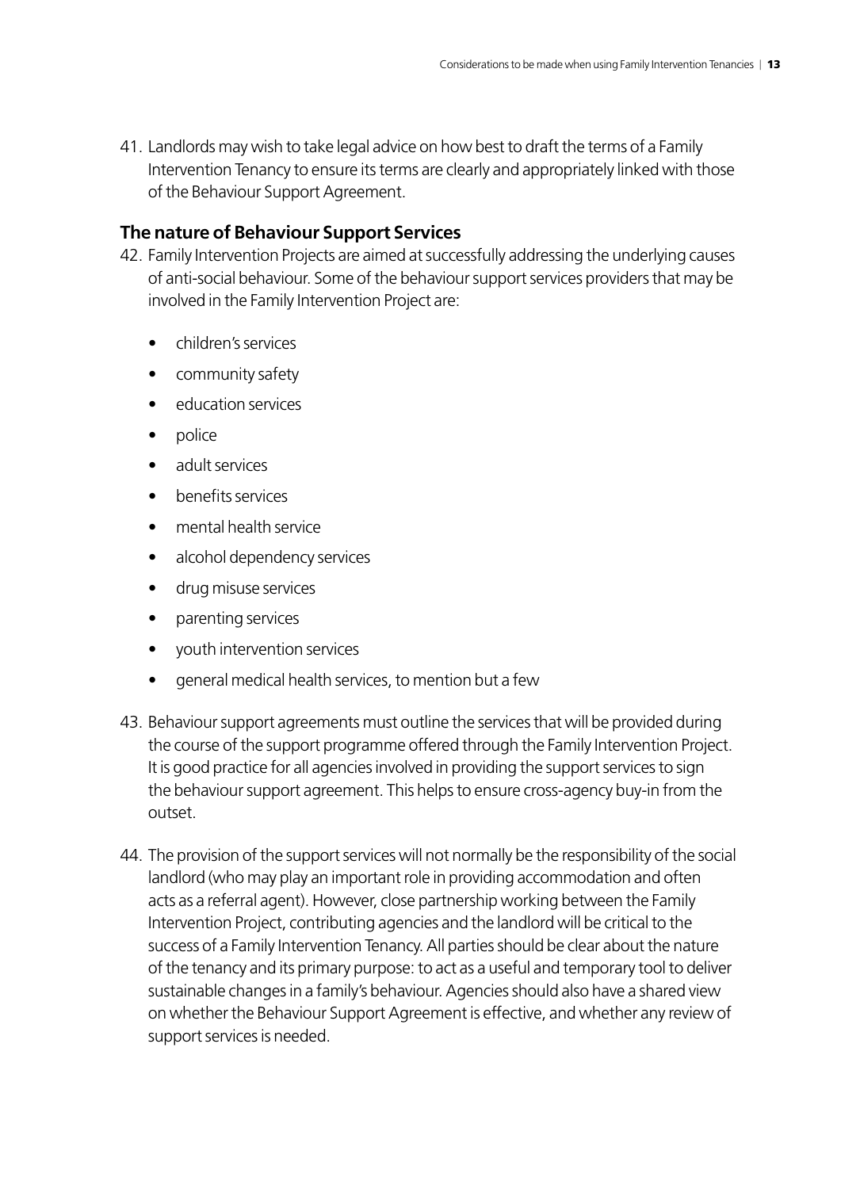41. Landlords may wish to take legal advice on how best to draft the terms of a Family Intervention Tenancy to ensure its terms are clearly and appropriately linked with those of the Behaviour Support Agreement.

### The nature of Behaviour Support Services

42. Family Intervention Projects are aimed at successfully addressing the underlying causes of anti-social behaviour. Some of the behaviour support services providers that may be involved in the Family Intervention Project are:

    - children's services
    - community safety
    - education services
    - police
    - adult services
    - benefits services
    - mental health service
    - alcohol dependency services
    - drug misuse services
    - parenting services
    - youth intervention services
    - general medical health services, to mention but a few

43. Behaviour support agreements must outline the services that will be provided during the course of the support programme offered through the Family Intervention Project. It is good practice for all agencies involved in providing the support services to sign the behaviour support agreement. This helps to ensure cross-agency buy-in from the outset.

44. The provision of the support services will not normally be the responsibility of the social landlord (who may play an important role in providing accommodation and often acts as a referral agent). However, close partnership working between the Family Intervention Project, contributing agencies and the landlord will be critical to the success of a Family Intervention Tenancy. All parties should be clear about the nature of the tenancy and its primary purpose: to act as a useful and temporary tool to deliver sustainable changes in a family's behaviour. Agencies should also have a shared view on whether the Behaviour Support Agreement is effective, and whether any review of support services is needed.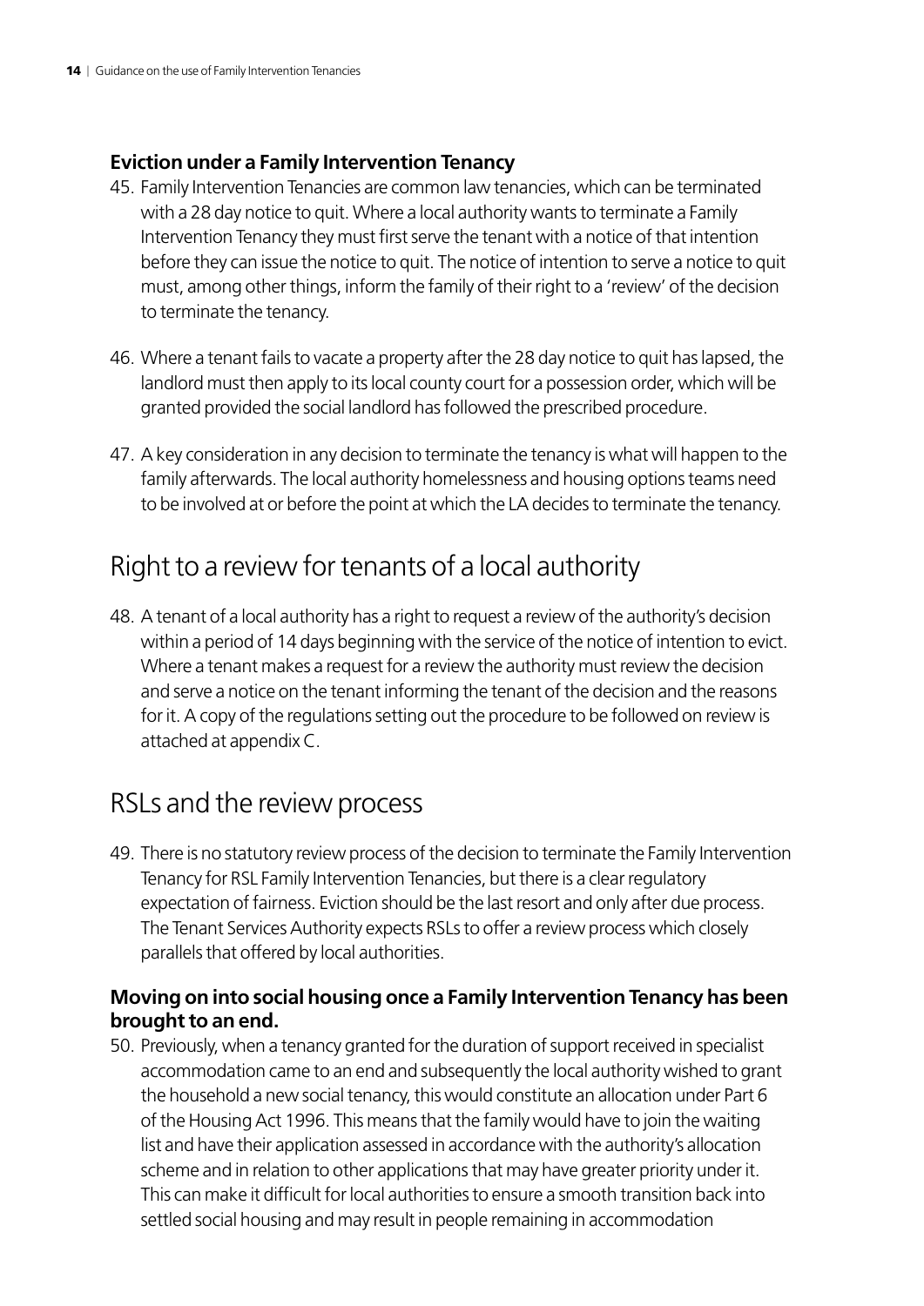### Eviction under a Family Intervention Tenancy

45. Family Intervention Tenancies are common law tenancies, which can be terminated with a 28 day notice to quit. Where a local authority wants to terminate a Family Intervention Tenancy they must first serve the tenant with a notice of that intention before they can issue the notice to quit. The notice of intention to serve a notice to quit must, among other things, inform the family of their right to a 'review' of the decision to terminate the tenancy.

46. Where a tenant fails to vacate a property after the 28 day notice to quit has lapsed, the landlord must then apply to its local county court for a possession order, which will be granted provided the social landlord has followed the prescribed procedure.

47. A key consideration in any decision to terminate the tenancy is what will happen to the family afterwards. The local authority homelessness and housing options teams need to be involved at or before the point at which the LA decides to terminate the tenancy.

## Right to a review for tenants of a local authority

48. A tenant of a local authority has a right to request a review of the authority's decision within a period of 14 days beginning with the service of the notice of intention to evict. Where a tenant makes a request for a review the authority must review the decision and serve a notice on the tenant informing the tenant of the decision and the reasons for it. A copy of the regulations setting out the procedure to be followed on review is attached at appendix C.

## RSLs and the review process

49. There is no statutory review process of the decision to terminate the Family Intervention Tenancy for RSL Family Intervention Tenancies, but there is a clear regulatory expectation of fairness. Eviction should be the last resort and only after due process. The Tenant Services Authority expects RSLs to offer a review process which closely parallels that offered by local authorities.

### Moving on into social housing once a Family Intervention Tenancy has been brought to an end.

50. Previously, when a tenancy granted for the duration of support received in specialist accommodation came to an end and subsequently the local authority wished to grant the household a new social tenancy, this would constitute an allocation under Part 6 of the Housing Act 1996. This means that the family would have to join the waiting list and have their application assessed in accordance with the authority's allocation scheme and in relation to other applications that may have greater priority under it. This can make it difficult for local authorities to ensure a smooth transition back into settled social housing and may result in people remaining in accommodation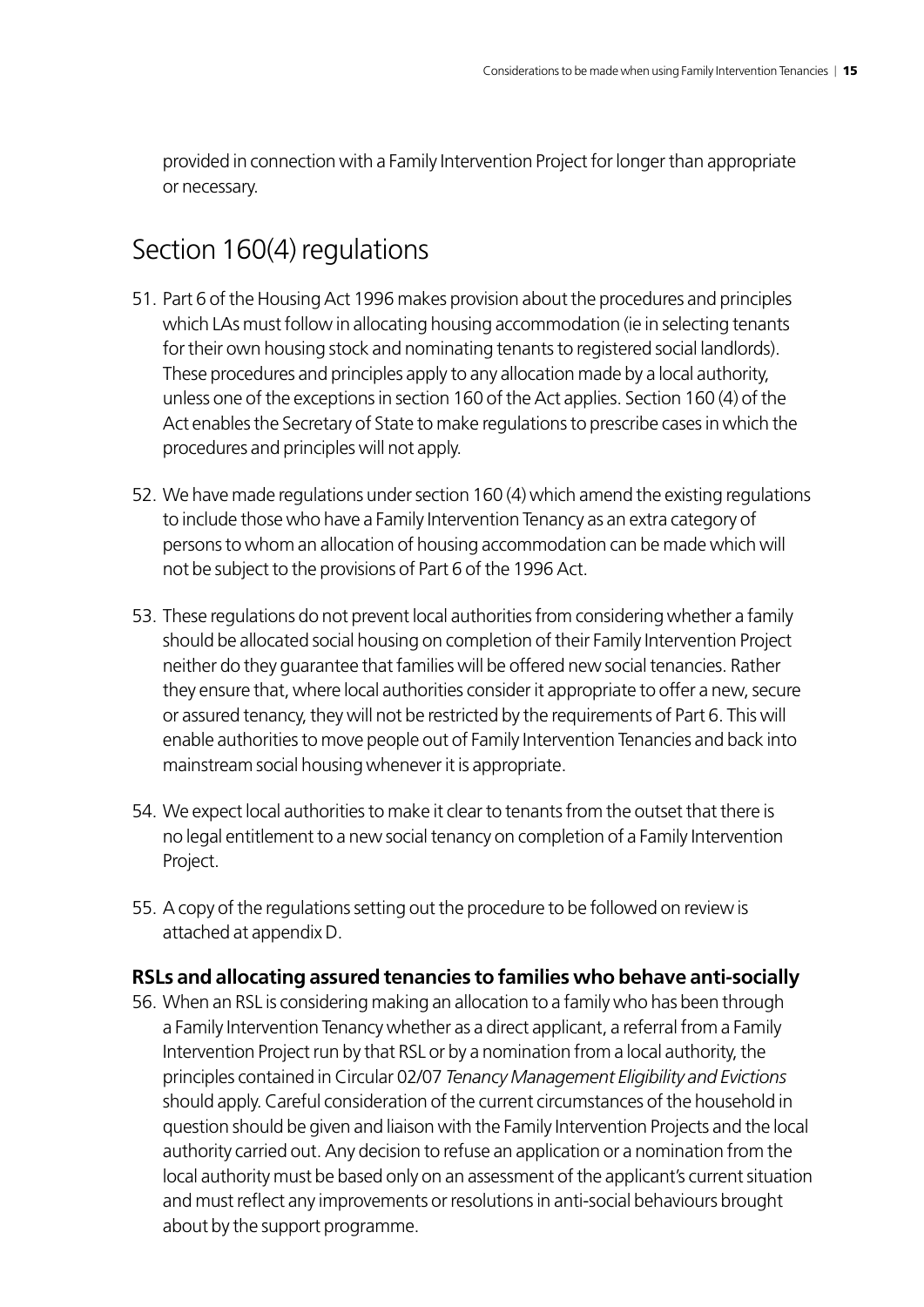provided in connection with a Family Intervention Project for longer than appropriate or necessary.

## Section 160(4) regulations

51. Part 6 of the Housing Act 1996 makes provision about the procedures and principles which LAs must follow in allocating housing accommodation (ie in selecting tenants for their own housing stock and nominating tenants to registered social landlords). These procedures and principles apply to any allocation made by a local authority, unless one of the exceptions in section 160 of the Act applies. Section 160 (4) of the Act enables the Secretary of State to make regulations to prescribe cases in which the procedures and principles will not apply.

52. We have made regulations under section 160 (4) which amend the existing regulations to include those who have a Family Intervention Tenancy as an extra category of persons to whom an allocation of housing accommodation can be made which will not be subject to the provisions of Part 6 of the 1996 Act.

53. These regulations do not prevent local authorities from considering whether a family should be allocated social housing on completion of their Family Intervention Project neither do they guarantee that families will be offered new social tenancies. Rather they ensure that, where local authorities consider it appropriate to offer a new, secure or assured tenancy, they will not be restricted by the requirements of Part 6. This will enable authorities to move people out of Family Intervention Tenancies and back into mainstream social housing whenever it is appropriate.

54. We expect local authorities to make it clear to tenants from the outset that there is no legal entitlement to a new social tenancy on completion of a Family Intervention Project.

55. A copy of the regulations setting out the procedure to be followed on review is attached at appendix D.

### RSLs and allocating assured tenancies to families who behave anti-socially

56. When an RSL is considering making an allocation to a family who has been through a Family Intervention Tenancy whether as a direct applicant, a referral from a Family Intervention Project run by that RSL or by a nomination from a local authority, the principles contained in Circular 02/07 *Tenancy Management Eligibility and Evictions* should apply. Careful consideration of the current circumstances of the household in question should be given and liaison with the Family Intervention Projects and the local authority carried out. Any decision to refuse an application or a nomination from the local authority must be based only on an assessment of the applicant's current situation and must reflect any improvements or resolutions in anti-social behaviours brought about by the support programme.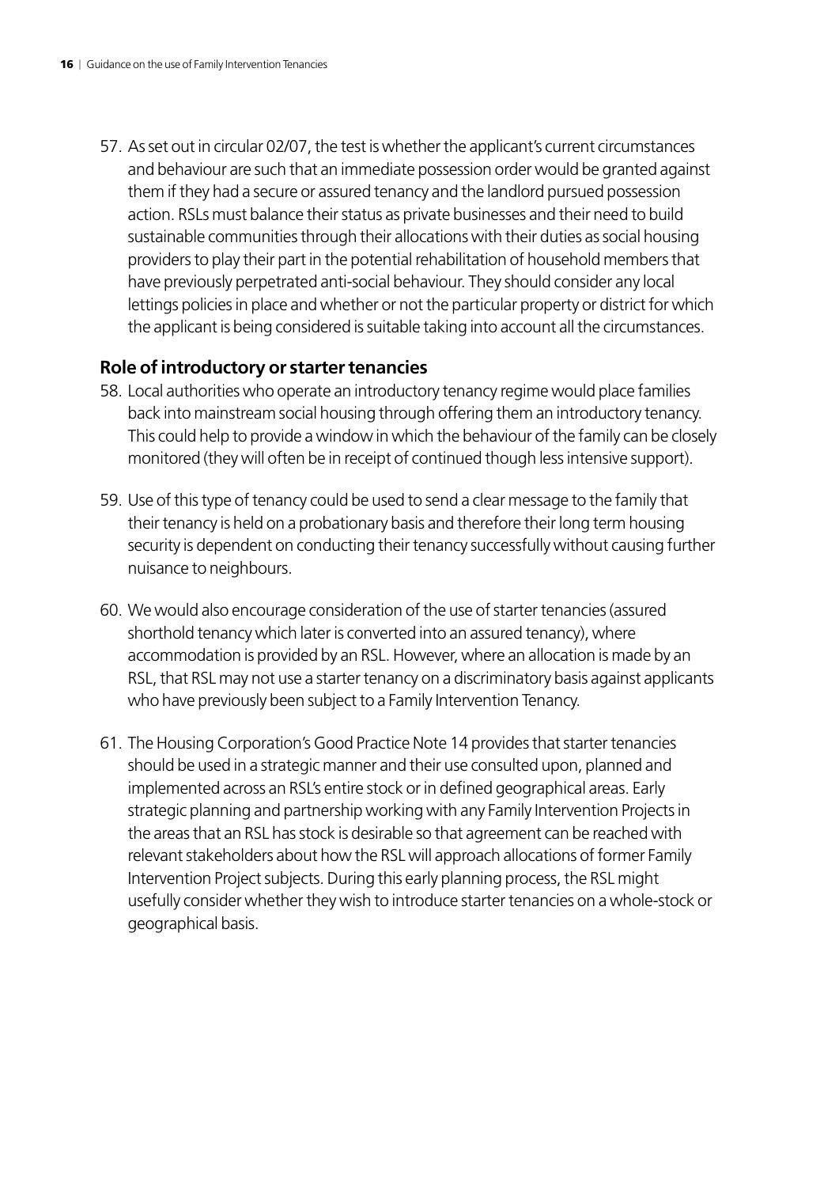57. As set out in circular 02/07, the test is whether the applicant's current circumstances and behaviour are such that an immediate possession order would be granted against them if they had a secure or assured tenancy and the landlord pursued possession action. RSLs must balance their status as private businesses and their need to build sustainable communities through their allocations with their duties as social housing providers to play their part in the potential rehabilitation of household members that have previously perpetrated anti-social behaviour. They should consider any local lettings policies in place and whether or not the particular property or district for which the applicant is being considered is suitable taking into account all the circumstances.

### Role of introductory or starter tenancies

58. Local authorities who operate an introductory tenancy regime would place families back into mainstream social housing through offering them an introductory tenancy. This could help to provide a window in which the behaviour of the family can be closely monitored (they will often be in receipt of continued though less intensive support).

59. Use of this type of tenancy could be used to send a clear message to the family that their tenancy is held on a probationary basis and therefore their long term housing security is dependent on conducting their tenancy successfully without causing further nuisance to neighbours.

60. We would also encourage consideration of the use of starter tenancies (assured shorthold tenancy which later is converted into an assured tenancy), where accommodation is provided by an RSL. However, where an allocation is made by an RSL, that RSL may not use a starter tenancy on a discriminatory basis against applicants who have previously been subject to a Family Intervention Tenancy.

61. The Housing Corporation's Good Practice Note 14 provides that starter tenancies should be used in a strategic manner and their use consulted upon, planned and implemented across an RSL's entire stock or in defined geographical areas. Early strategic planning and partnership working with any Family Intervention Projects in the areas that an RSL has stock is desirable so that agreement can be reached with relevant stakeholders about how the RSL will approach allocations of former Family Intervention Project subjects. During this early planning process, the RSL might usefully consider whether they wish to introduce starter tenancies on a whole-stock or geographical basis.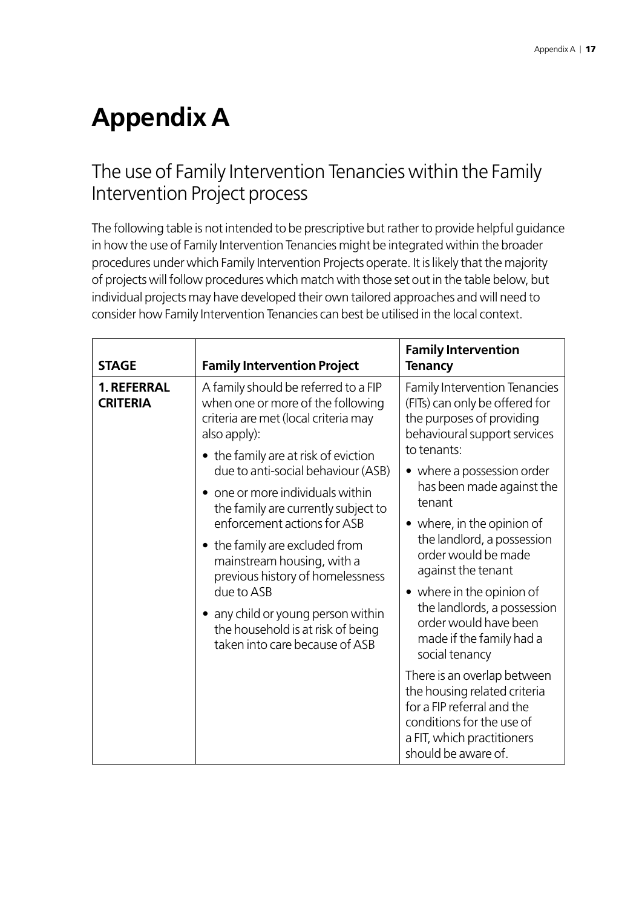# Appendix A

## The use of Family Intervention Tenancies within the Family Intervention Project process

The following table is not intended to be prescriptive but rather to provide helpful guidance in how the use of Family Intervention Tenancies might be integrated within the broader procedures under which Family Intervention Projects operate. It is likely that the majority of projects will follow procedures which match with those set out in the table below, but individual projects may have developed their own tailored approaches and will need to consider how Family Intervention Tenancies can best be utilised in the local context.

| STAGE | Family Intervention Project | Family Intervention Tenancy |
|---|---|---|
| **1. REFERRAL CRITERIA** | A family should be referred to a FIP when one or more of the following criteria are met (local criteria may also apply):<br>• the family are at risk of eviction due to anti-social behaviour (ASB)<br>• one or more individuals within the family are currently subject to enforcement actions for ASB<br>• the family are excluded from mainstream housing, with a previous history of homelessness due to ASB<br>• any child or young person within the household is at risk of being taken into care because of ASB | Family Intervention Tenancies (FITs) can only be offered for the purposes of providing behavioural support services to tenants:<br>• where a possession order has been made against the tenant<br>• where, in the opinion of the landlord, a possession order would be made against the tenant<br>• where in the opinion of the landlords, a possession order would have been made if the family had a social tenancy<br><br>There is an overlap between the housing related criteria for a FIP referral and the conditions for the use of a FIT, which practitioners should be aware of. |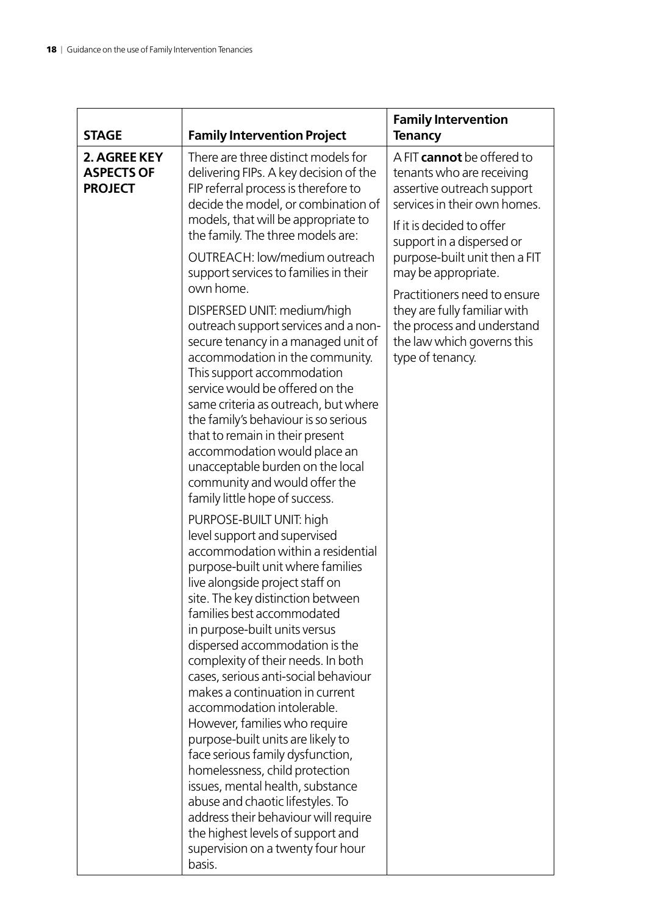| STAGE | Family Intervention Project | Family Intervention Tenancy |
|---|---|---|
| **2. AGREE KEY ASPECTS OF PROJECT** | There are three distinct models for delivering FIPs. A key decision of the FIP referral process is therefore to decide the model, or combination of models, that will be appropriate to the family. The three models are:<br><br>OUTREACH: low/medium outreach support services to families in their own home.<br><br>DISPERSED UNIT: medium/high outreach support services and a non-secure tenancy in a managed unit of accommodation in the community. This support accommodation service would be offered on the same criteria as outreach, but where the family's behaviour is so serious that to remain in their present accommodation would place an unacceptable burden on the local community and would offer the family little hope of success.<br><br>PURPOSE-BUILT UNIT: high level support and supervised accommodation within a residential purpose-built unit where families live alongside project staff on site. The key distinction between families best accommodated in purpose-built units versus dispersed accommodation is the complexity of their needs. In both cases, serious anti-social behaviour makes a continuation in current accommodation intolerable. However, families who require purpose-built units are likely to face serious family dysfunction, homelessness, child protection issues, mental health, substance abuse and chaotic lifestyles. To address their behaviour will require the highest levels of support and supervision on a twenty four hour basis. | A FIT **cannot** be offered to tenants who are receiving assertive outreach support services in their own homes.<br><br>If it is decided to offer support in a dispersed or purpose-built unit then a FIT may be appropriate.<br><br>Practitioners need to ensure they are fully familiar with the process and understand the law which governs this type of tenancy. |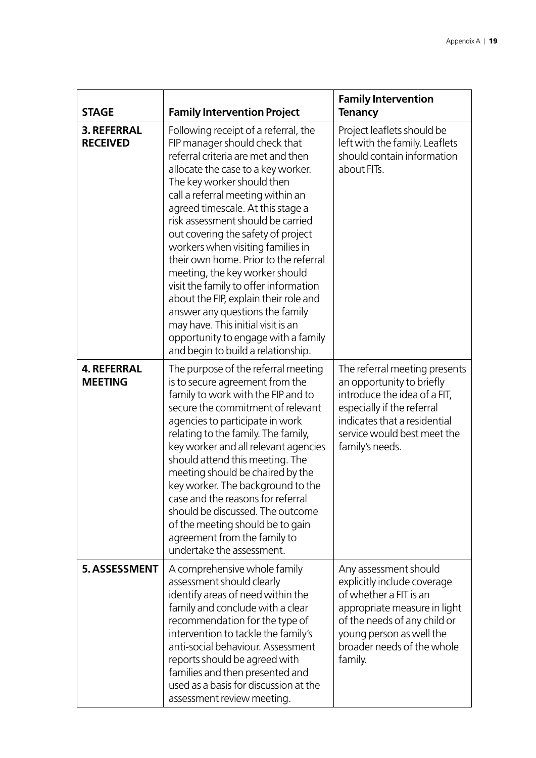| STAGE | Family Intervention Project | Family Intervention Tenancy |
|---|---|---|
| **3. REFERRAL RECEIVED** | Following receipt of a referral, the FIP manager should check that referral criteria are met and then allocate the case to a key worker. The key worker should then call a referral meeting within an agreed timescale. At this stage a risk assessment should be carried out covering the safety of project workers when visiting families in their own home. Prior to the referral meeting, the key worker should visit the family to offer information about the FIP, explain their role and answer any questions the family may have. This initial visit is an opportunity to engage with a family and begin to build a relationship. | Project leaflets should be left with the family. Leaflets should contain information about FITs. |
| **4. REFERRAL MEETING** | The purpose of the referral meeting is to secure agreement from the family to work with the FIP and to secure the commitment of relevant agencies to participate in work relating to the family. The family, key worker and all relevant agencies should attend this meeting. The meeting should be chaired by the key worker. The background to the case and the reasons for referral should be discussed. The outcome of the meeting should be to gain agreement from the family to undertake the assessment. | The referral meeting presents an opportunity to briefly introduce the idea of a FIT, especially if the referral indicates that a residential service would best meet the family's needs. |
| **5. ASSESSMENT** | A comprehensive whole family assessment should clearly identify areas of need within the family and conclude with a clear recommendation for the type of intervention to tackle the family's anti-social behaviour. Assessment reports should be agreed with families and then presented and used as a basis for discussion at the assessment review meeting. | Any assessment should explicitly include coverage of whether a FIT is an appropriate measure in light of the needs of any child or young person as well the broader needs of the whole family. |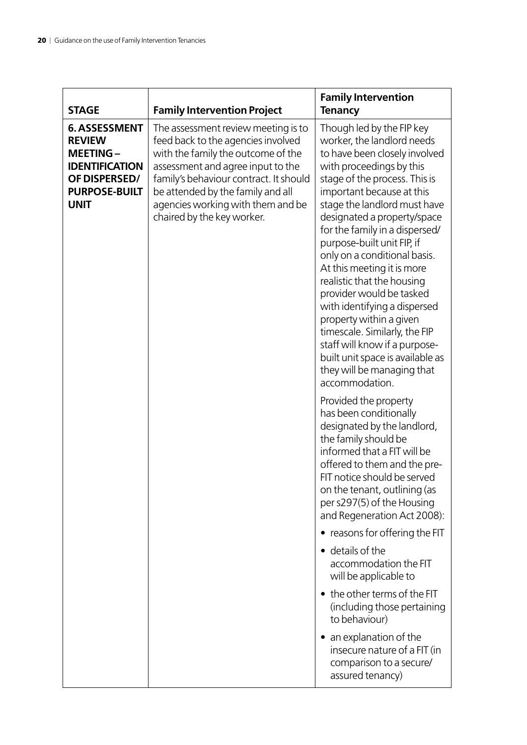| STAGE | Family Intervention Project | Family Intervention Tenancy |
| --- | --- | --- |
| **6. ASSESSMENT REVIEW MEETING – IDENTIFICATION OF DISPERSED/ PURPOSE-BUILT UNIT** | The assessment review meeting is to feed back to the agencies involved with the family the outcome of the assessment and agree input to the family's behaviour contract. It should be attended by the family and all agencies working with them and be chaired by the key worker. | Though led by the FIP key worker, the landlord needs to have been closely involved with proceedings by this stage of the process. This is important because at this stage the landlord must have designated a property/space for the family in a dispersed/ purpose-built unit FIP, if only on a conditional basis. At this meeting it is more realistic that the housing provider would be tasked with identifying a dispersed property within a given timescale. Similarly, the FIP staff will know if a purpose-built unit space is available as they will be managing that accommodation.<br><br>Provided the property has been conditionally designated by the landlord, the family should be informed that a FIT will be offered to them and the pre-FIT notice should be served on the tenant, outlining (as per s297(5) of the Housing and Regeneration Act 2008):<br>• reasons for offering the FIT<br>• details of the accommodation the FIT will be applicable to<br>• the other terms of the FIT (including those pertaining to behaviour)<br>• an explanation of the insecure nature of a FIT (in comparison to a secure/ assured tenancy) |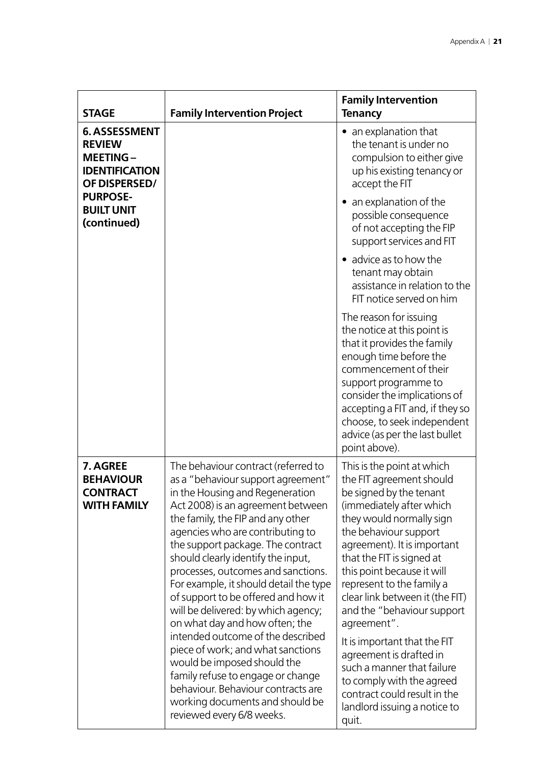| STAGE | Family Intervention Project | Family Intervention Tenancy |
|---|---|---|
| **6. ASSESSMENT REVIEW MEETING – IDENTIFICATION OF DISPERSED/ PURPOSE-BUILT UNIT (continued)** | | • an explanation that the tenant is under no compulsion to either give up his existing tenancy or accept the FIT<br>• an explanation of the possible consequence of not accepting the FIP support services and FIT<br>• advice as to how the tenant may obtain assistance in relation to the FIT notice served on him<br><br>The reason for issuing the notice at this point is that it provides the family enough time before the commencement of their support programme to consider the implications of accepting a FIT and, if they so choose, to seek independent advice (as per the last bullet point above). |
| **7. AGREE BEHAVIOUR CONTRACT WITH FAMILY** | The behaviour contract (referred to as a "behaviour support agreement" in the Housing and Regeneration Act 2008) is an agreement between the family, the FIP and any other agencies who are contributing to the support package. The contract should clearly identify the input, processes, outcomes and sanctions. For example, it should detail the type of support to be offered and how it will be delivered: by which agency; on what day and how often; the intended outcome of the described piece of work; and what sanctions would be imposed should the family refuse to engage or change behaviour. Behaviour contracts are working documents and should be reviewed every 6/8 weeks. | This is the point at which the FIT agreement should be signed by the tenant (immediately after which they would normally sign the behaviour support agreement). It is important that the FIT is signed at this point because it will represent to the family a clear link between it (the FIT) and the "behaviour support agreement".<br><br>It is important that the FIT agreement is drafted in such a manner that failure to comply with the agreed contract could result in the landlord issuing a notice to quit. |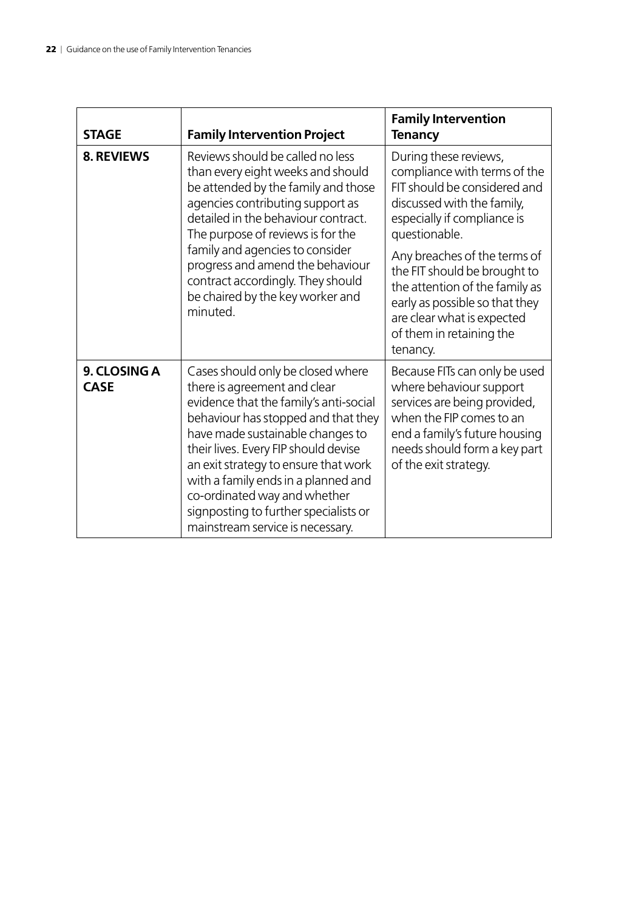| STAGE | Family Intervention Project | Family Intervention Tenancy |
|---|---|---|
| **8. REVIEWS** | Reviews should be called no less than every eight weeks and should be attended by the family and those agencies contributing support as detailed in the behaviour contract. The purpose of reviews is for the family and agencies to consider progress and amend the behaviour contract accordingly. They should be chaired by the key worker and minuted. | During these reviews, compliance with terms of the FIT should be considered and discussed with the family, especially if compliance is questionable.<br><br>Any breaches of the terms of the FIT should be brought to the attention of the family as early as possible so that they are clear what is expected of them in retaining the tenancy. |
| **9. CLOSING A CASE** | Cases should only be closed where there is agreement and clear evidence that the family's anti-social behaviour has stopped and that they have made sustainable changes to their lives. Every FIP should devise an exit strategy to ensure that work with a family ends in a planned and co-ordinated way and whether signposting to further specialists or mainstream service is necessary. | Because FITs can only be used where behaviour support services are being provided, when the FIP comes to an end a family's future housing needs should form a key part of the exit strategy. |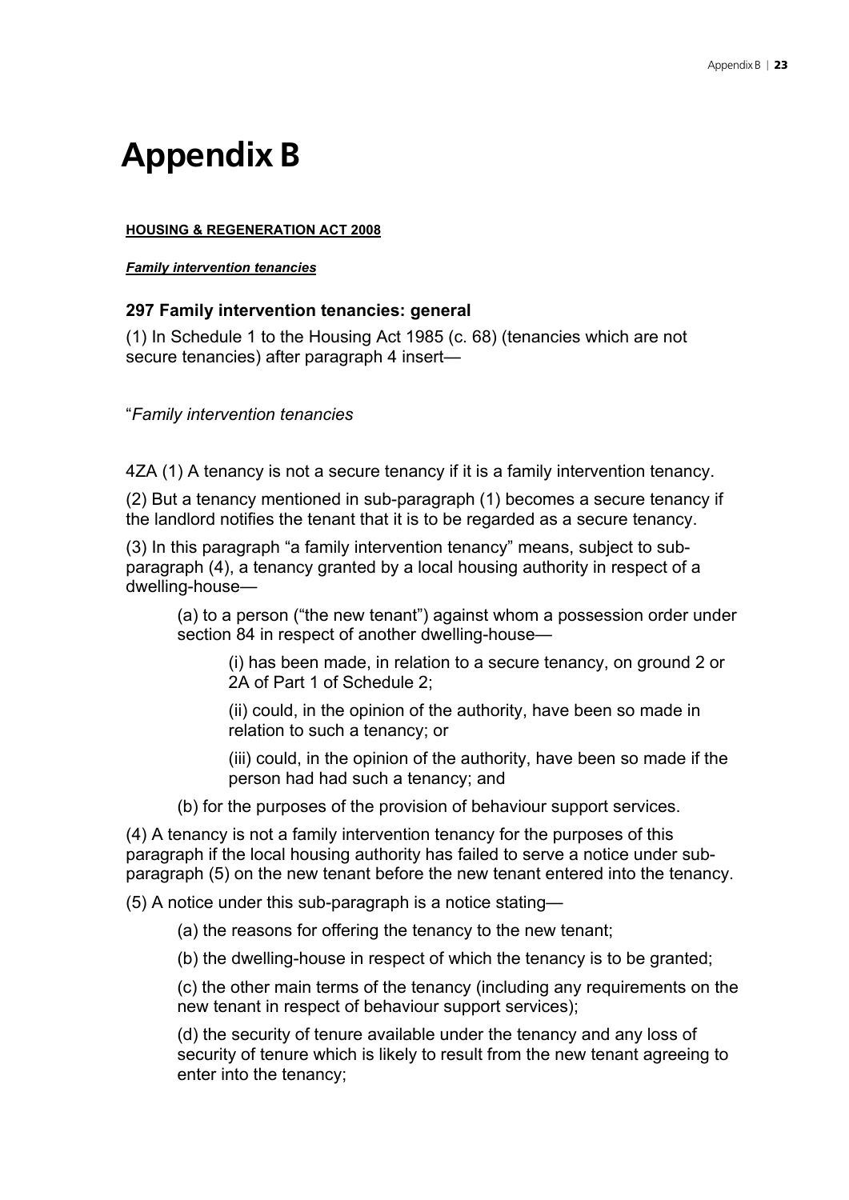# Appendix B

**HOUSING & REGENERATION ACT 2008**

***Family intervention tenancies***

### 297 Family intervention tenancies: general

(1) In Schedule 1 to the Housing Act 1985 (c. 68) (tenancies which are not secure tenancies) after paragraph 4 insert—

"*Family intervention tenancies*

4ZA (1) A tenancy is not a secure tenancy if it is a family intervention tenancy.

(2) But a tenancy mentioned in sub-paragraph (1) becomes a secure tenancy if the landlord notifies the tenant that it is to be regarded as a secure tenancy.

(3) In this paragraph "a family intervention tenancy" means, subject to sub-paragraph (4), a tenancy granted by a local housing authority in respect of a dwelling-house—

(a) to a person ("the new tenant") against whom a possession order under section 84 in respect of another dwelling-house—

(i) has been made, in relation to a secure tenancy, on ground 2 or 2A of Part 1 of Schedule 2;

(ii) could, in the opinion of the authority, have been so made in relation to such a tenancy; or

(iii) could, in the opinion of the authority, have been so made if the person had had such a tenancy; and

(b) for the purposes of the provision of behaviour support services.

(4) A tenancy is not a family intervention tenancy for the purposes of this paragraph if the local housing authority has failed to serve a notice under sub-paragraph (5) on the new tenant before the new tenant entered into the tenancy.

(5) A notice under this sub-paragraph is a notice stating—

(a) the reasons for offering the tenancy to the new tenant;

(b) the dwelling-house in respect of which the tenancy is to be granted;

(c) the other main terms of the tenancy (including any requirements on the new tenant in respect of behaviour support services);

(d) the security of tenure available under the tenancy and any loss of security of tenure which is likely to result from the new tenant agreeing to enter into the tenancy;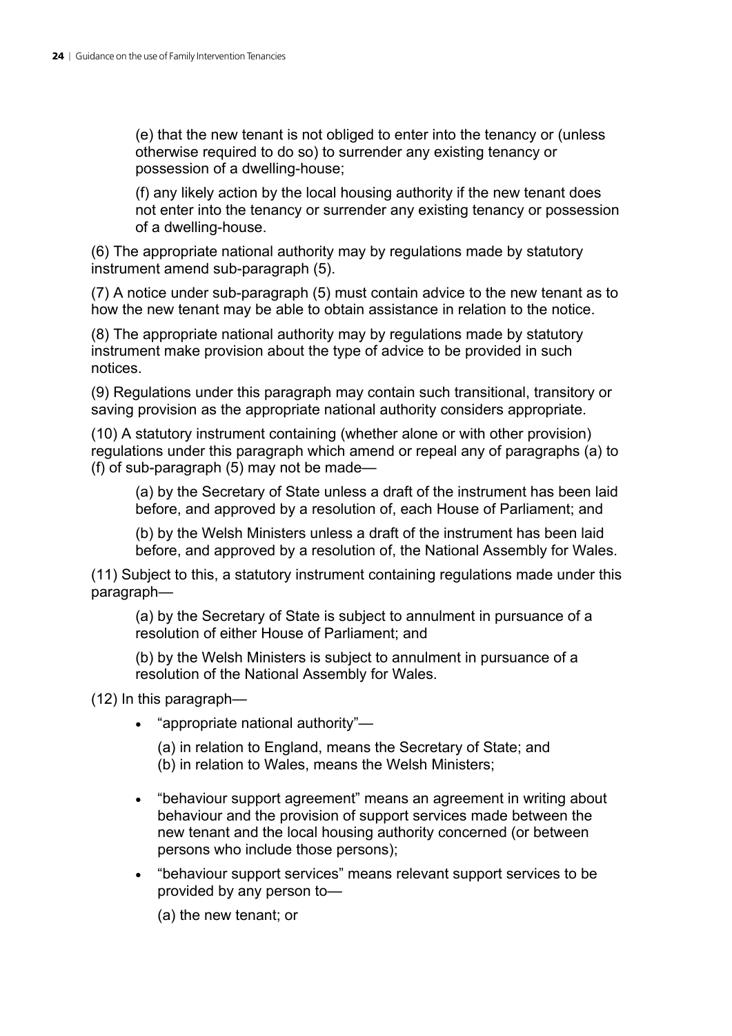(e) that the new tenant is not obliged to enter into the tenancy or (unless otherwise required to do so) to surrender any existing tenancy or possession of a dwelling-house;

(f) any likely action by the local housing authority if the new tenant does not enter into the tenancy or surrender any existing tenancy or possession of a dwelling-house.

(6) The appropriate national authority may by regulations made by statutory instrument amend sub-paragraph (5).

(7) A notice under sub-paragraph (5) must contain advice to the new tenant as to how the new tenant may be able to obtain assistance in relation to the notice.

(8) The appropriate national authority may by regulations made by statutory instrument make provision about the type of advice to be provided in such notices.

(9) Regulations under this paragraph may contain such transitional, transitory or saving provision as the appropriate national authority considers appropriate.

(10) A statutory instrument containing (whether alone or with other provision) regulations under this paragraph which amend or repeal any of paragraphs (a) to (f) of sub-paragraph (5) may not be made—

(a) by the Secretary of State unless a draft of the instrument has been laid before, and approved by a resolution of, each House of Parliament; and

(b) by the Welsh Ministers unless a draft of the instrument has been laid before, and approved by a resolution of, the National Assembly for Wales.

(11) Subject to this, a statutory instrument containing regulations made under this paragraph—

(a) by the Secretary of State is subject to annulment in pursuance of a resolution of either House of Parliament; and

(b) by the Welsh Ministers is subject to annulment in pursuance of a resolution of the National Assembly for Wales.

(12) In this paragraph—

- "appropriate national authority"—

  (a) in relation to England, means the Secretary of State; and
  (b) in relation to Wales, means the Welsh Ministers;

- "behaviour support agreement" means an agreement in writing about behaviour and the provision of support services made between the new tenant and the local housing authority concerned (or between persons who include those persons);

- "behaviour support services" means relevant support services to be provided by any person to—

  (a) the new tenant; or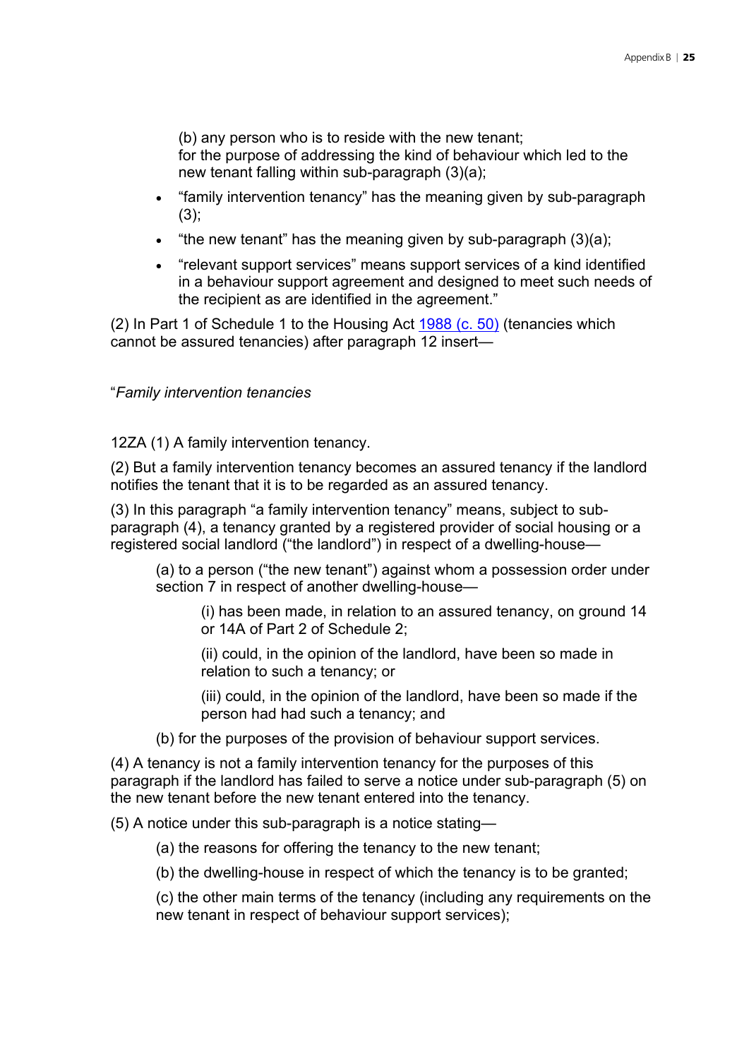(b) any person who is to reside with the new tenant;
for the purpose of addressing the kind of behaviour which led to the new tenant falling within sub-paragraph (3)(a);

- "family intervention tenancy" has the meaning given by sub-paragraph (3);
- "the new tenant" has the meaning given by sub-paragraph (3)(a);
- "relevant support services" means support services of a kind identified in a behaviour support agreement and designed to meet such needs of the recipient as are identified in the agreement."

(2) In Part 1 of Schedule 1 to the Housing Act 1988 (c. 50) (tenancies which cannot be assured tenancies) after paragraph 12 insert—

"*Family intervention tenancies*

12ZA (1) A family intervention tenancy.

(2) But a family intervention tenancy becomes an assured tenancy if the landlord notifies the tenant that it is to be regarded as an assured tenancy.

(3) In this paragraph "a family intervention tenancy" means, subject to sub-paragraph (4), a tenancy granted by a registered provider of social housing or a registered social landlord ("the landlord") in respect of a dwelling-house—

(a) to a person ("the new tenant") against whom a possession order under section 7 in respect of another dwelling-house—

(i) has been made, in relation to an assured tenancy, on ground 14 or 14A of Part 2 of Schedule 2;

(ii) could, in the opinion of the landlord, have been so made in relation to such a tenancy; or

(iii) could, in the opinion of the landlord, have been so made if the person had had such a tenancy; and

(b) for the purposes of the provision of behaviour support services.

(4) A tenancy is not a family intervention tenancy for the purposes of this paragraph if the landlord has failed to serve a notice under sub-paragraph (5) on the new tenant before the new tenant entered into the tenancy.

(5) A notice under this sub-paragraph is a notice stating—

(a) the reasons for offering the tenancy to the new tenant;

(b) the dwelling-house in respect of which the tenancy is to be granted;

(c) the other main terms of the tenancy (including any requirements on the new tenant in respect of behaviour support services);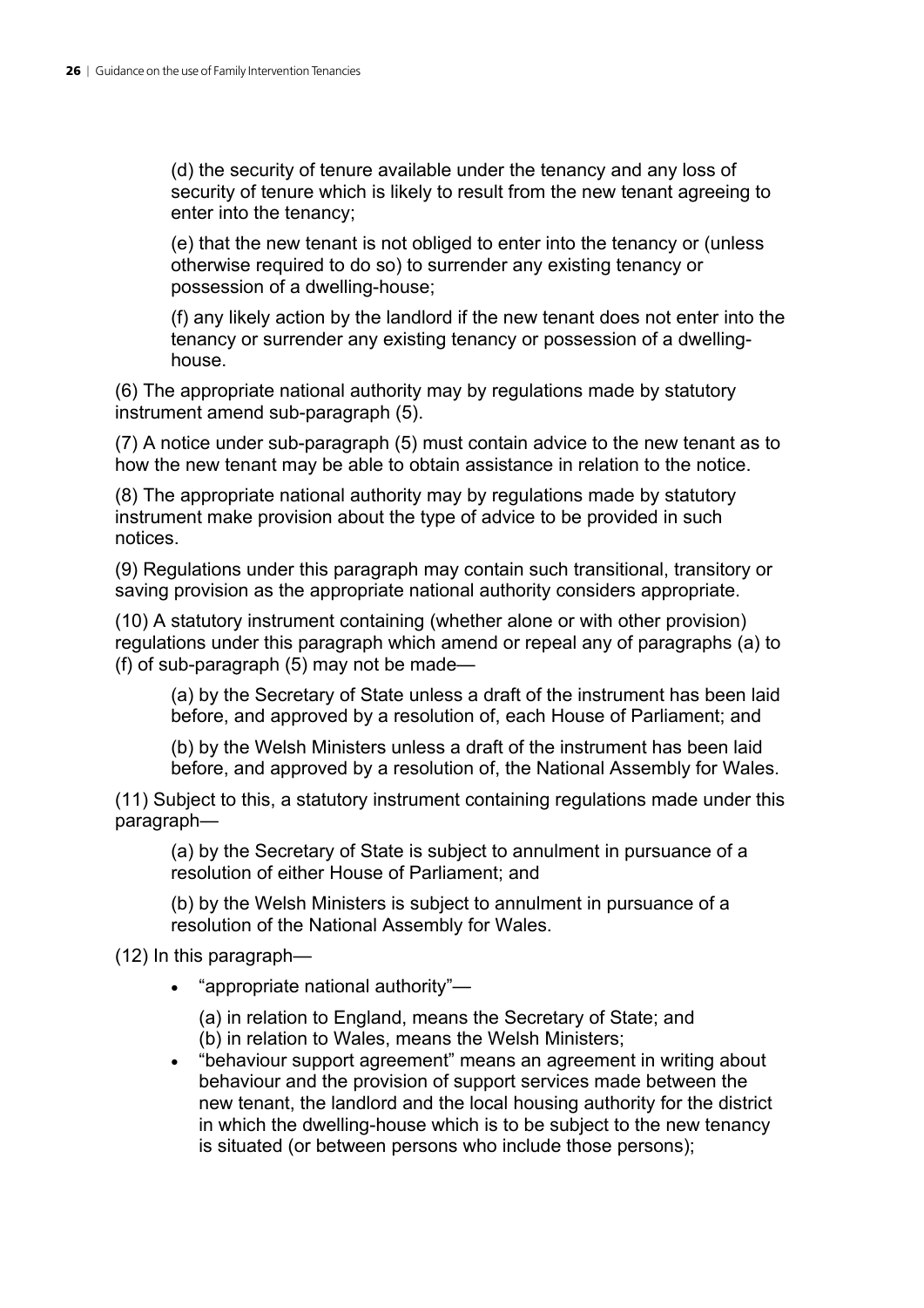(d) the security of tenure available under the tenancy and any loss of security of tenure which is likely to result from the new tenant agreeing to enter into the tenancy;

(e) that the new tenant is not obliged to enter into the tenancy or (unless otherwise required to do so) to surrender any existing tenancy or possession of a dwelling-house;

(f) any likely action by the landlord if the new tenant does not enter into the tenancy or surrender any existing tenancy or possession of a dwelling-house.

(6) The appropriate national authority may by regulations made by statutory instrument amend sub-paragraph (5).

(7) A notice under sub-paragraph (5) must contain advice to the new tenant as to how the new tenant may be able to obtain assistance in relation to the notice.

(8) The appropriate national authority may by regulations made by statutory instrument make provision about the type of advice to be provided in such notices.

(9) Regulations under this paragraph may contain such transitional, transitory or saving provision as the appropriate national authority considers appropriate.

(10) A statutory instrument containing (whether alone or with other provision) regulations under this paragraph which amend or repeal any of paragraphs (a) to (f) of sub-paragraph (5) may not be made—

(a) by the Secretary of State unless a draft of the instrument has been laid before, and approved by a resolution of, each House of Parliament; and

(b) by the Welsh Ministers unless a draft of the instrument has been laid before, and approved by a resolution of, the National Assembly for Wales.

(11) Subject to this, a statutory instrument containing regulations made under this paragraph—

(a) by the Secretary of State is subject to annulment in pursuance of a resolution of either House of Parliament; and

(b) by the Welsh Ministers is subject to annulment in pursuance of a resolution of the National Assembly for Wales.

(12) In this paragraph—

- "appropriate national authority"—

  (a) in relation to England, means the Secretary of State; and
  (b) in relation to Wales, means the Welsh Ministers;
- "behaviour support agreement" means an agreement in writing about behaviour and the provision of support services made between the new tenant, the landlord and the local housing authority for the district in which the dwelling-house which is to be subject to the new tenancy is situated (or between persons who include those persons);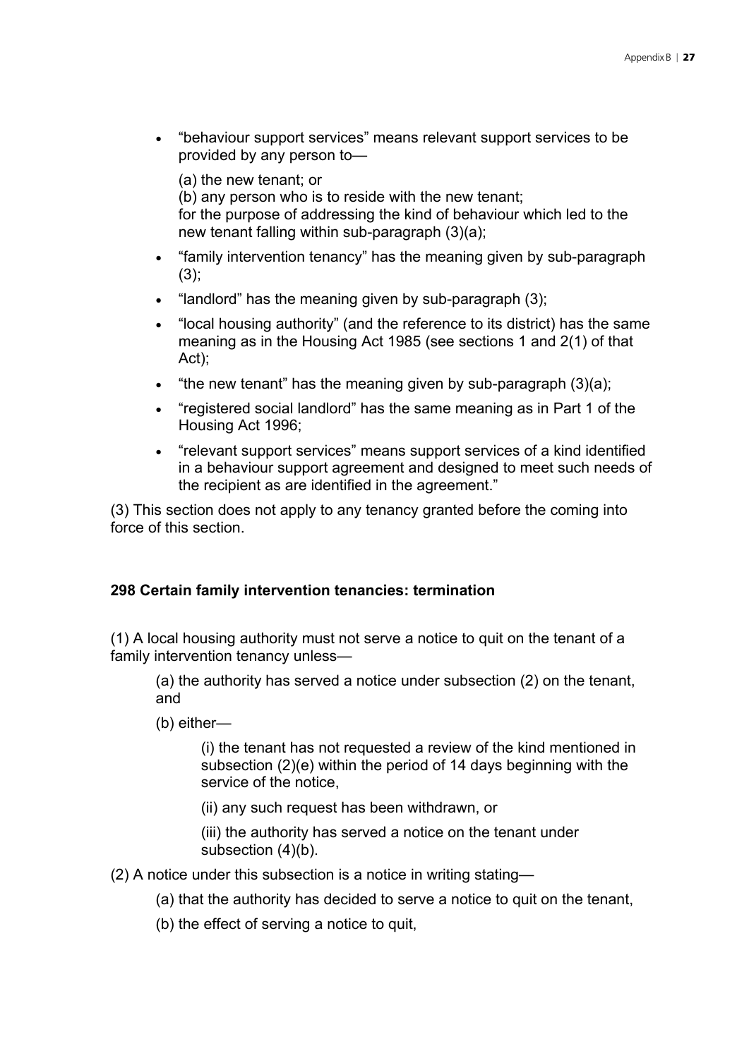- "behaviour support services" means relevant support services to be provided by any person to—

  (a) the new tenant; or
  (b) any person who is to reside with the new tenant;
  for the purpose of addressing the kind of behaviour which led to the new tenant falling within sub-paragraph (3)(a);

- "family intervention tenancy" has the meaning given by sub-paragraph (3);
- "landlord" has the meaning given by sub-paragraph (3);
- "local housing authority" (and the reference to its district) has the same meaning as in the Housing Act 1985 (see sections 1 and 2(1) of that Act);
- "the new tenant" has the meaning given by sub-paragraph (3)(a);
- "registered social landlord" has the same meaning as in Part 1 of the Housing Act 1996;
- "relevant support services" means support services of a kind identified in a behaviour support agreement and designed to meet such needs of the recipient as are identified in the agreement."

(3) This section does not apply to any tenancy granted before the coming into force of this section.

**298 Certain family intervention tenancies: termination**

(1) A local housing authority must not serve a notice to quit on the tenant of a family intervention tenancy unless—

> (a) the authority has served a notice under subsection (2) on the tenant, and
>
> (b) either—
>
> > (i) the tenant has not requested a review of the kind mentioned in subsection (2)(e) within the period of 14 days beginning with the service of the notice,
> >
> > (ii) any such request has been withdrawn, or
> >
> > (iii) the authority has served a notice on the tenant under subsection (4)(b).

(2) A notice under this subsection is a notice in writing stating—

> (a) that the authority has decided to serve a notice to quit on the tenant,
>
> (b) the effect of serving a notice to quit,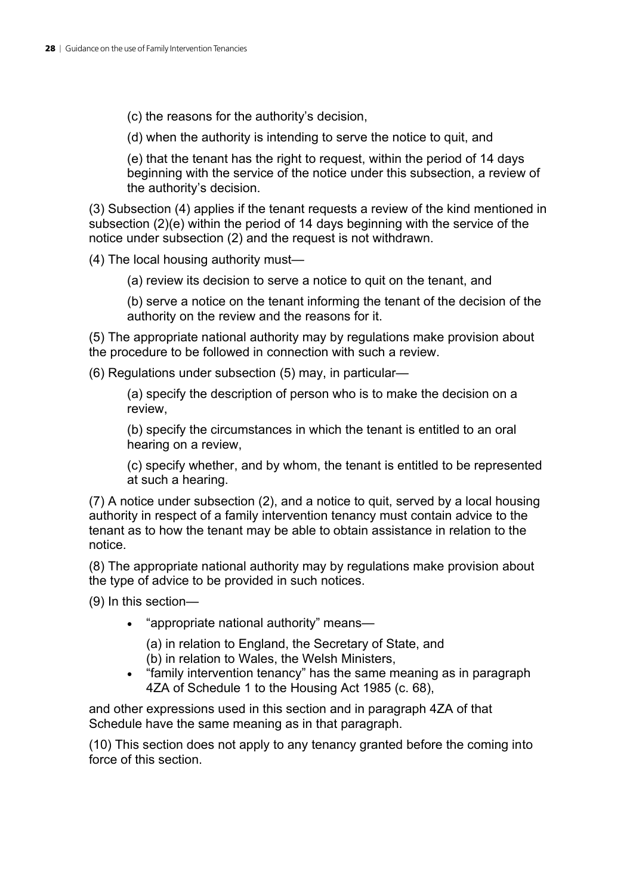(c) the reasons for the authority's decision,

(d) when the authority is intending to serve the notice to quit, and

(e) that the tenant has the right to request, within the period of 14 days beginning with the service of the notice under this subsection, a review of the authority's decision.

(3) Subsection (4) applies if the tenant requests a review of the kind mentioned in subsection (2)(e) within the period of 14 days beginning with the service of the notice under subsection (2) and the request is not withdrawn.

(4) The local housing authority must—

(a) review its decision to serve a notice to quit on the tenant, and

(b) serve a notice on the tenant informing the tenant of the decision of the authority on the review and the reasons for it.

(5) The appropriate national authority may by regulations make provision about the procedure to be followed in connection with such a review.

(6) Regulations under subsection (5) may, in particular—

(a) specify the description of person who is to make the decision on a review,

(b) specify the circumstances in which the tenant is entitled to an oral hearing on a review,

(c) specify whether, and by whom, the tenant is entitled to be represented at such a hearing.

(7) A notice under subsection (2), and a notice to quit, served by a local housing authority in respect of a family intervention tenancy must contain advice to the tenant as to how the tenant may be able to obtain assistance in relation to the notice.

(8) The appropriate national authority may by regulations make provision about the type of advice to be provided in such notices.

(9) In this section—

- "appropriate national authority" means—

  (a) in relation to England, the Secretary of State, and
  (b) in relation to Wales, the Welsh Ministers,
- "family intervention tenancy" has the same meaning as in paragraph 4ZA of Schedule 1 to the Housing Act 1985 (c. 68),

and other expressions used in this section and in paragraph 4ZA of that Schedule have the same meaning as in that paragraph.

(10) This section does not apply to any tenancy granted before the coming into force of this section.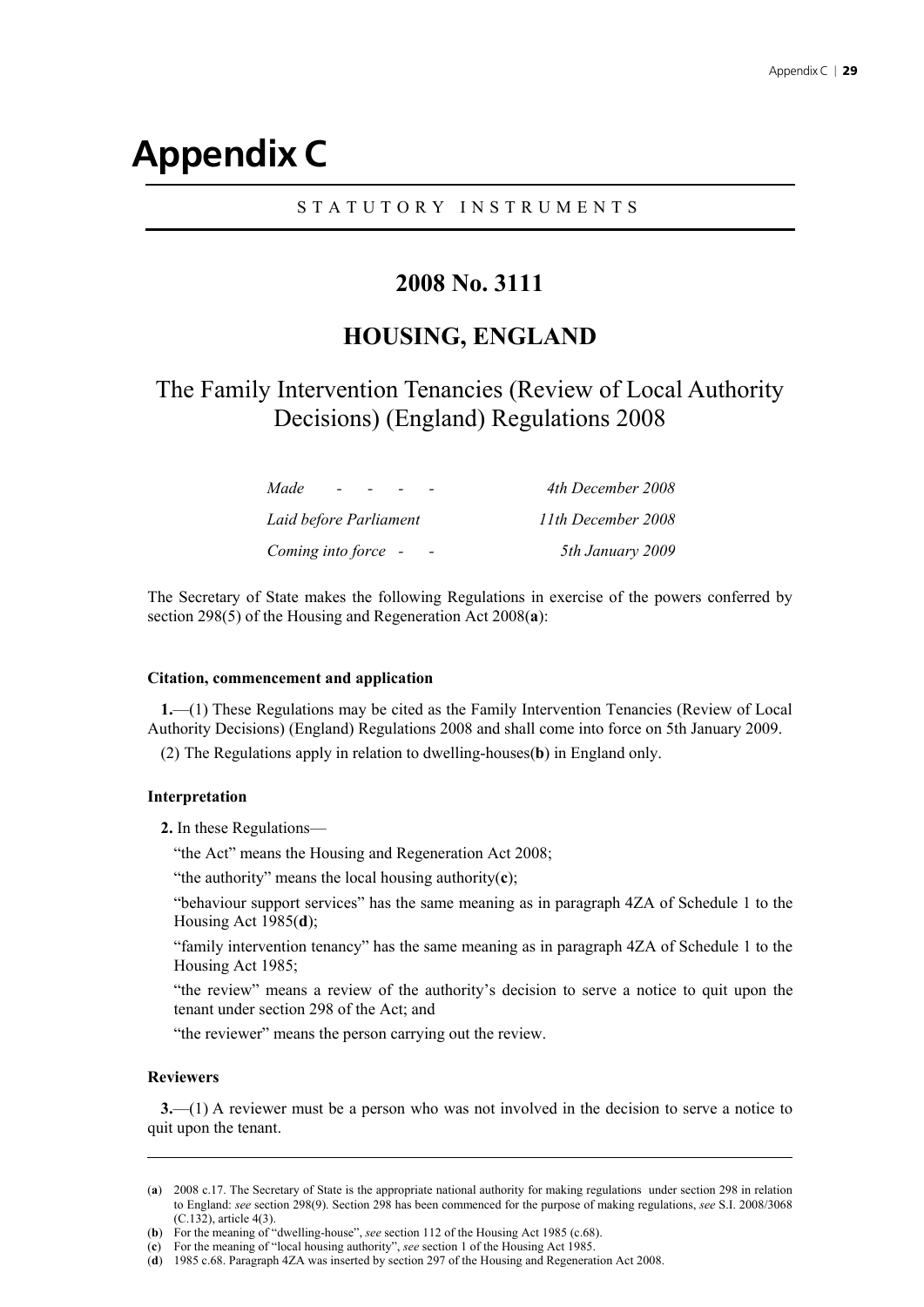# Appendix C

STATUTORY INSTRUMENTS

## 2008 No. 3111

## HOUSING, ENGLAND

### The Family Intervention Tenancies (Review of Local Authority Decisions) (England) Regulations 2008

| | |
|---|---|
| *Made - - - -* | *4th December 2008* |
| *Laid before Parliament* | *11th December 2008* |
| *Coming into force - -* | *5th January 2009* |

The Secretary of State makes the following Regulations in exercise of the powers conferred by section 298(5) of the Housing and Regeneration Act 2008(**a**):

#### Citation, commencement and application

**1.**—(1) These Regulations may be cited as the Family Intervention Tenancies (Review of Local Authority Decisions) (England) Regulations 2008 and shall come into force on 5th January 2009.

(2) The Regulations apply in relation to dwelling-houses(**b**) in England only.

#### Interpretation

**2.** In these Regulations—

"the Act" means the Housing and Regeneration Act 2008;

"the authority" means the local housing authority(**c**);

"behaviour support services" has the same meaning as in paragraph 4ZA of Schedule 1 to the Housing Act 1985(**d**);

"family intervention tenancy" has the same meaning as in paragraph 4ZA of Schedule 1 to the Housing Act 1985;

"the review" means a review of the authority's decision to serve a notice to quit upon the tenant under section 298 of the Act; and

"the reviewer" means the person carrying out the review.

#### Reviewers

**3.**—(1) A reviewer must be a person who was not involved in the decision to serve a notice to quit upon the tenant.

---

(**a**) 2008 c.17. The Secretary of State is the appropriate national authority for making regulations under section 298 in relation to England: *see* section 298(9). Section 298 has been commenced for the purpose of making regulations, *see* S.I. 2008/3068 (C.132), article 4(3).

(**b**) For the meaning of "dwelling-house", *see* section 112 of the Housing Act 1985 (c.68).

(**c**) For the meaning of "local housing authority", *see* section 1 of the Housing Act 1985.

(**d**) 1985 c.68. Paragraph 4ZA was inserted by section 297 of the Housing and Regeneration Act 2008.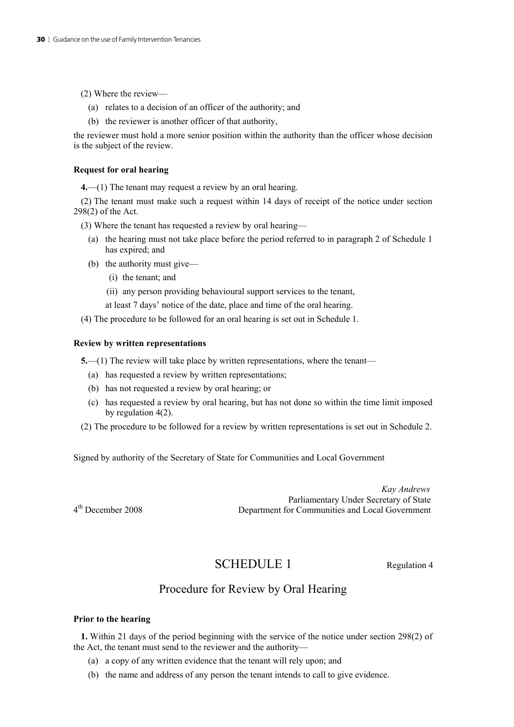(2) Where the review—

(a) relates to a decision of an officer of the authority; and

(b) the reviewer is another officer of that authority,

the reviewer must hold a more senior position within the authority than the officer whose decision is the subject of the review.

**Request for oral hearing**

**4.**—(1) The tenant may request a review by an oral hearing.

(2) The tenant must make such a request within 14 days of receipt of the notice under section 298(2) of the Act.

(3) Where the tenant has requested a review by oral hearing—

(a) the hearing must not take place before the period referred to in paragraph 2 of Schedule 1 has expired; and

(b) the authority must give—

(i) the tenant; and

(ii) any person providing behavioural support services to the tenant,

at least 7 days' notice of the date, place and time of the oral hearing.

(4) The procedure to be followed for an oral hearing is set out in Schedule 1.

**Review by written representations**

**5.**—(1) The review will take place by written representations, where the tenant—

(a) has requested a review by written representations;

(b) has not requested a review by oral hearing; or

(c) has requested a review by oral hearing, but has not done so within the time limit imposed by regulation 4(2).

(2) The procedure to be followed for a review by written representations is set out in Schedule 2.

Signed by authority of the Secretary of State for Communities and Local Government

*Kay Andrews*
Parliamentary Under Secretary of State
Department for Communities and Local Government

4th December 2008

## SCHEDULE 1

Regulation 4

## Procedure for Review by Oral Hearing

**Prior to the hearing**

**1.** Within 21 days of the period beginning with the service of the notice under section 298(2) of the Act, the tenant must send to the reviewer and the authority—

(a) a copy of any written evidence that the tenant will rely upon; and

(b) the name and address of any person the tenant intends to call to give evidence.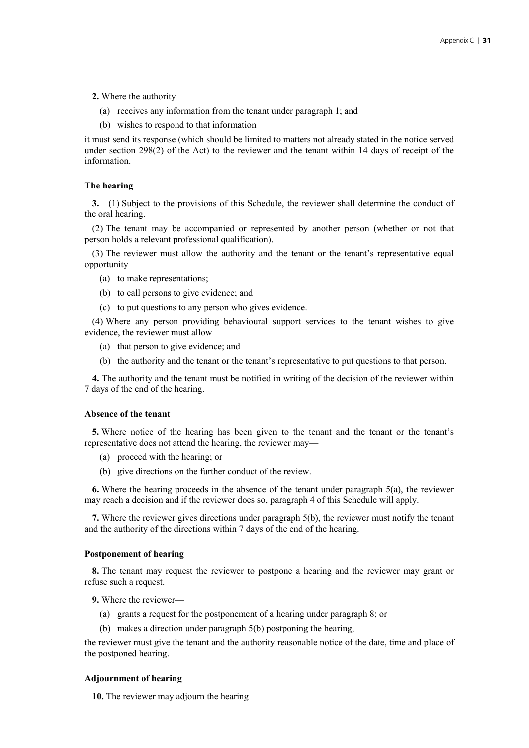**2.** Where the authority—

(a) receives any information from the tenant under paragraph 1; and

(b) wishes to respond to that information

it must send its response (which should be limited to matters not already stated in the notice served under section 298(2) of the Act) to the reviewer and the tenant within 14 days of receipt of the information.

### The hearing

**3.**—(1) Subject to the provisions of this Schedule, the reviewer shall determine the conduct of the oral hearing.

(2) The tenant may be accompanied or represented by another person (whether or not that person holds a relevant professional qualification).

(3) The reviewer must allow the authority and the tenant or the tenant's representative equal opportunity—

(a) to make representations;

(b) to call persons to give evidence; and

(c) to put questions to any person who gives evidence.

(4) Where any person providing behavioural support services to the tenant wishes to give evidence, the reviewer must allow—

(a) that person to give evidence; and

(b) the authority and the tenant or the tenant's representative to put questions to that person.

**4.** The authority and the tenant must be notified in writing of the decision of the reviewer within 7 days of the end of the hearing.

### Absence of the tenant

**5.** Where notice of the hearing has been given to the tenant and the tenant or the tenant's representative does not attend the hearing, the reviewer may—

(a) proceed with the hearing; or

(b) give directions on the further conduct of the review.

**6.** Where the hearing proceeds in the absence of the tenant under paragraph 5(a), the reviewer may reach a decision and if the reviewer does so, paragraph 4 of this Schedule will apply.

**7.** Where the reviewer gives directions under paragraph 5(b), the reviewer must notify the tenant and the authority of the directions within 7 days of the end of the hearing.

### Postponement of hearing

**8.** The tenant may request the reviewer to postpone a hearing and the reviewer may grant or refuse such a request.

**9.** Where the reviewer—

(a) grants a request for the postponement of a hearing under paragraph 8; or

(b) makes a direction under paragraph 5(b) postponing the hearing,

the reviewer must give the tenant and the authority reasonable notice of the date, time and place of the postponed hearing.

### Adjournment of hearing

**10.** The reviewer may adjourn the hearing—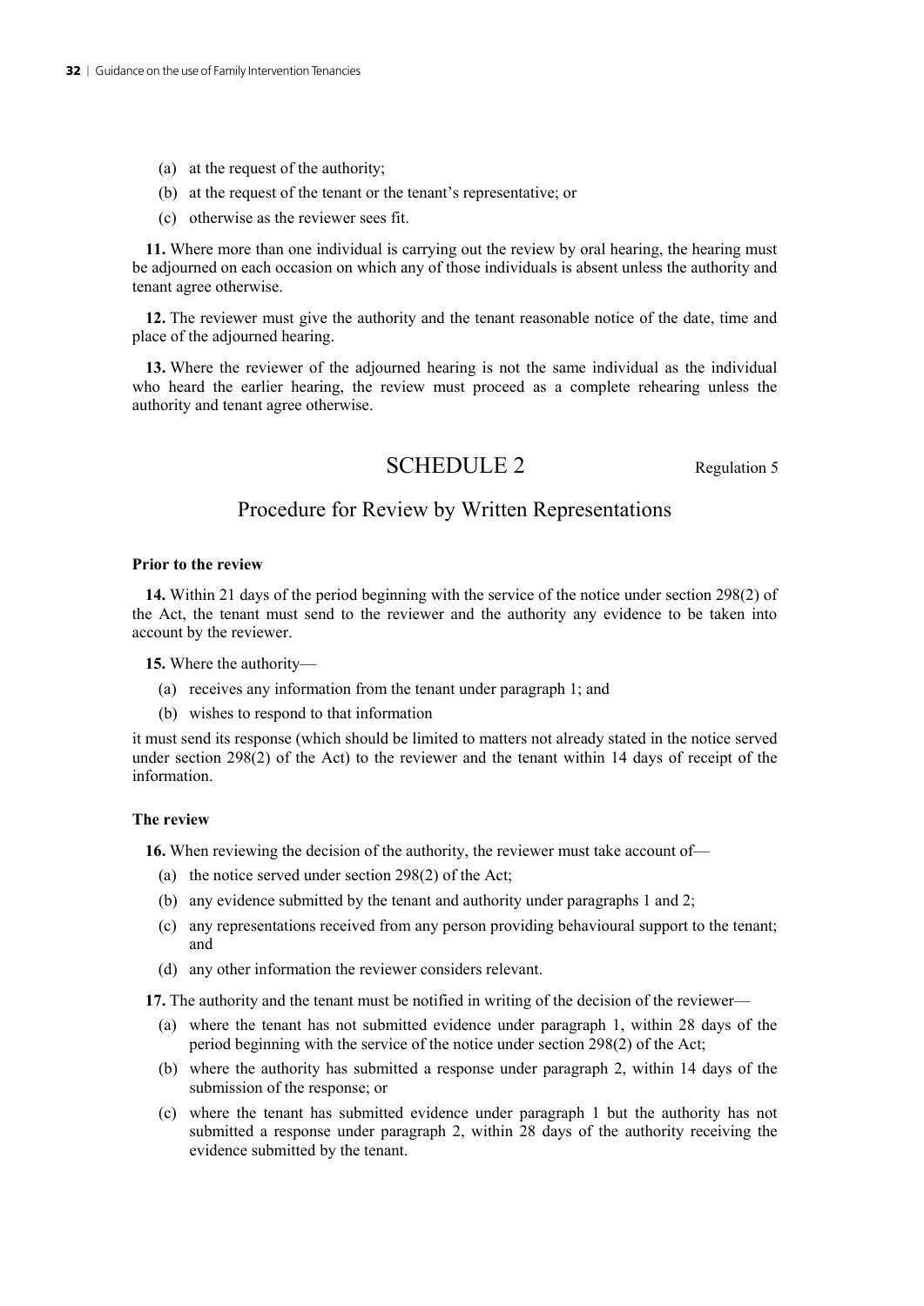(a) at the request of the authority;

(b) at the request of the tenant or the tenant's representative; or

(c) otherwise as the reviewer sees fit.

**11.** Where more than one individual is carrying out the review by oral hearing, the hearing must be adjourned on each occasion on which any of those individuals is absent unless the authority and tenant agree otherwise.

**12.** The reviewer must give the authority and the tenant reasonable notice of the date, time and place of the adjourned hearing.

**13.** Where the reviewer of the adjourned hearing is not the same individual as the individual who heard the earlier hearing, the review must proceed as a complete rehearing unless the authority and tenant agree otherwise.

## SCHEDULE 2

Regulation 5

## Procedure for Review by Written Representations

**Prior to the review**

**14.** Within 21 days of the period beginning with the service of the notice under section 298(2) of the Act, the tenant must send to the reviewer and the authority any evidence to be taken into account by the reviewer.

**15.** Where the authority—

(a) receives any information from the tenant under paragraph 1; and

(b) wishes to respond to that information

it must send its response (which should be limited to matters not already stated in the notice served under section 298(2) of the Act) to the reviewer and the tenant within 14 days of receipt of the information.

**The review**

**16.** When reviewing the decision of the authority, the reviewer must take account of—

(a) the notice served under section 298(2) of the Act;

(b) any evidence submitted by the tenant and authority under paragraphs 1 and 2;

(c) any representations received from any person providing behavioural support to the tenant; and

(d) any other information the reviewer considers relevant.

**17.** The authority and the tenant must be notified in writing of the decision of the reviewer—

(a) where the tenant has not submitted evidence under paragraph 1, within 28 days of the period beginning with the service of the notice under section 298(2) of the Act;

(b) where the authority has submitted a response under paragraph 2, within 14 days of the submission of the response; or

(c) where the tenant has submitted evidence under paragraph 1 but the authority has not submitted a response under paragraph 2, within 28 days of the authority receiving the evidence submitted by the tenant.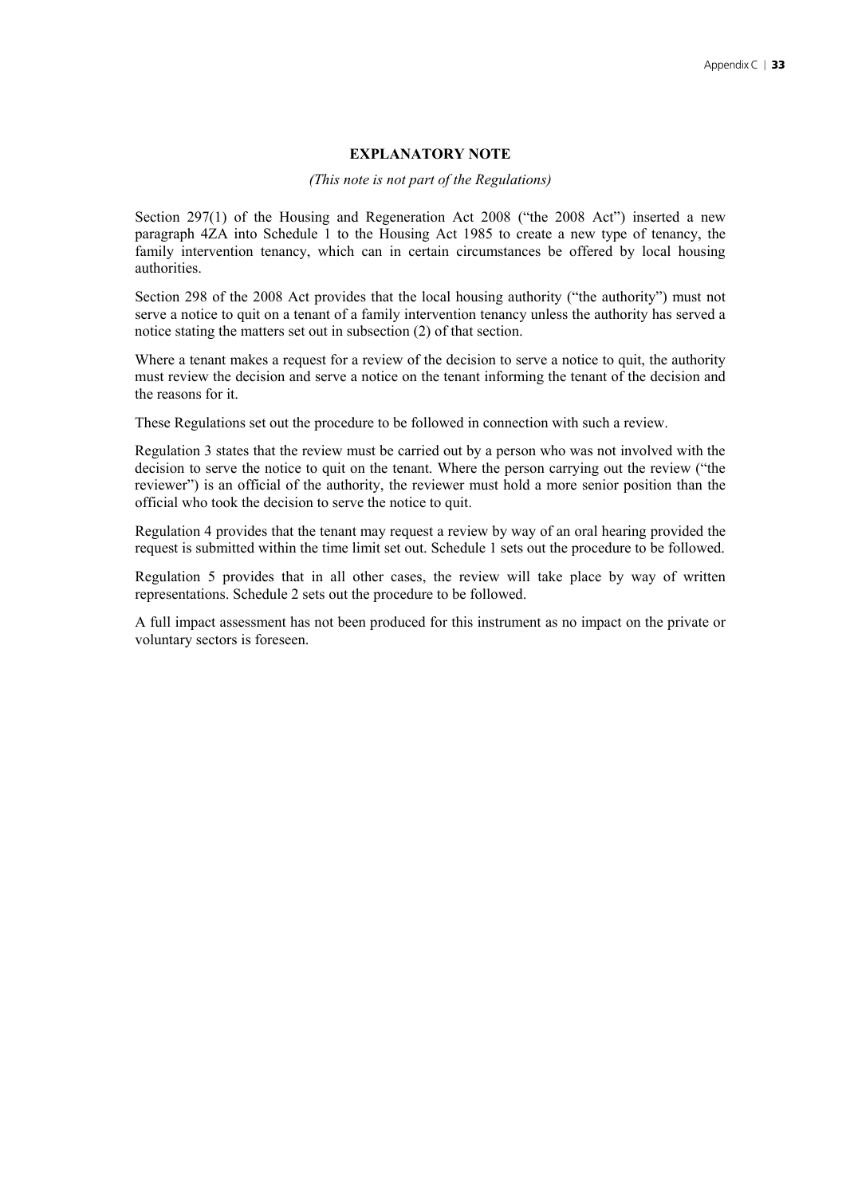## EXPLANATORY NOTE

*(This note is not part of the Regulations)*

Section 297(1) of the Housing and Regeneration Act 2008 ("the 2008 Act") inserted a new paragraph 4ZA into Schedule 1 to the Housing Act 1985 to create a new type of tenancy, the family intervention tenancy, which can in certain circumstances be offered by local housing authorities.

Section 298 of the 2008 Act provides that the local housing authority ("the authority") must not serve a notice to quit on a tenant of a family intervention tenancy unless the authority has served a notice stating the matters set out in subsection (2) of that section.

Where a tenant makes a request for a review of the decision to serve a notice to quit, the authority must review the decision and serve a notice on the tenant informing the tenant of the decision and the reasons for it.

These Regulations set out the procedure to be followed in connection with such a review.

Regulation 3 states that the review must be carried out by a person who was not involved with the decision to serve the notice to quit on the tenant. Where the person carrying out the review ("the reviewer") is an official of the authority, the reviewer must hold a more senior position than the official who took the decision to serve the notice to quit.

Regulation 4 provides that the tenant may request a review by way of an oral hearing provided the request is submitted within the time limit set out. Schedule 1 sets out the procedure to be followed.

Regulation 5 provides that in all other cases, the review will take place by way of written representations. Schedule 2 sets out the procedure to be followed.

A full impact assessment has not been produced for this instrument as no impact on the private or voluntary sectors is foreseen.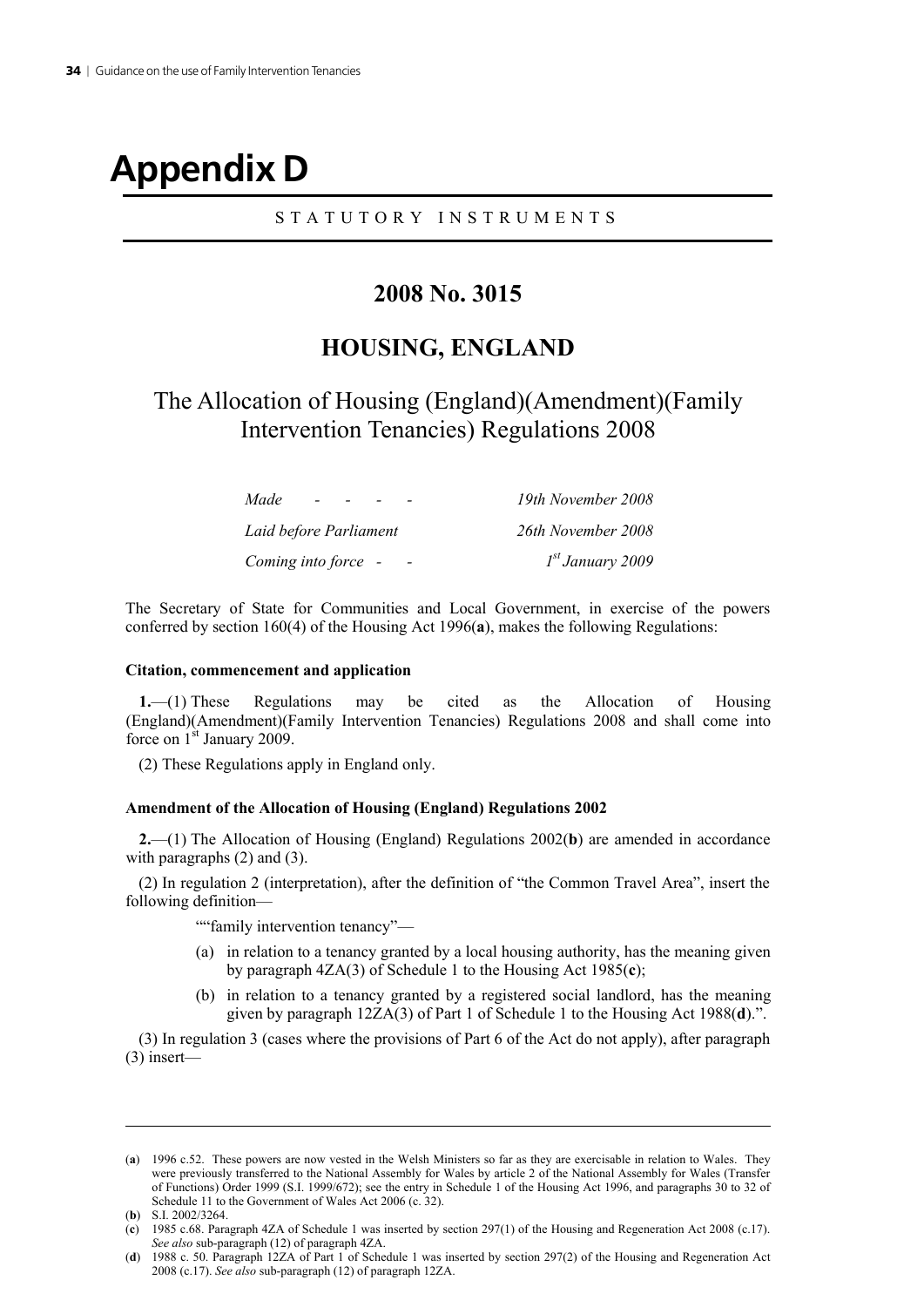# Appendix D

STATUTORY INSTRUMENTS

## 2008 No. 3015

## HOUSING, ENGLAND

### The Allocation of Housing (England)(Amendment)(Family Intervention Tenancies) Regulations 2008

| | |
|---|---|
| *Made - - - -* | *19th November 2008* |
| *Laid before Parliament* | *26th November 2008* |
| *Coming into force - -* | *1st January 2009* |

The Secretary of State for Communities and Local Government, in exercise of the powers conferred by section 160(4) of the Housing Act 1996(**a**), makes the following Regulations:

**Citation, commencement and application**

**1.**—(1) These Regulations may be cited as the Allocation of Housing (England)(Amendment)(Family Intervention Tenancies) Regulations 2008 and shall come into force on 1st January 2009.

(2) These Regulations apply in England only.

**Amendment of the Allocation of Housing (England) Regulations 2002**

**2.**—(1) The Allocation of Housing (England) Regulations 2002(**b**) are amended in accordance with paragraphs (2) and (3).

(2) In regulation 2 (interpretation), after the definition of "the Common Travel Area", insert the following definition—

""family intervention tenancy"—

(a) in relation to a tenancy granted by a local housing authority, has the meaning given by paragraph 4ZA(3) of Schedule 1 to the Housing Act 1985(**c**);

(b) in relation to a tenancy granted by a registered social landlord, has the meaning given by paragraph 12ZA(3) of Part 1 of Schedule 1 to the Housing Act 1988(**d**).".

(3) In regulation 3 (cases where the provisions of Part 6 of the Act do not apply), after paragraph (3) insert—

---

(**a**) 1996 c.52. These powers are now vested in the Welsh Ministers so far as they are exercisable in relation to Wales. They were previously transferred to the National Assembly for Wales by article 2 of the National Assembly for Wales (Transfer of Functions) Order 1999 (S.I. 1999/672); see the entry in Schedule 1 of the Housing Act 1996, and paragraphs 30 to 32 of Schedule 11 to the Government of Wales Act 2006 (c. 32).

(**b**) S.I. 2002/3264.

(**c**) 1985 c.68. Paragraph 4ZA of Schedule 1 was inserted by section 297(1) of the Housing and Regeneration Act 2008 (c.17). *See also* sub-paragraph (12) of paragraph 4ZA.

(**d**) 1988 c. 50. Paragraph 12ZA of Part 1 of Schedule 1 was inserted by section 297(2) of the Housing and Regeneration Act 2008 (c.17). *See also* sub-paragraph (12) of paragraph 12ZA.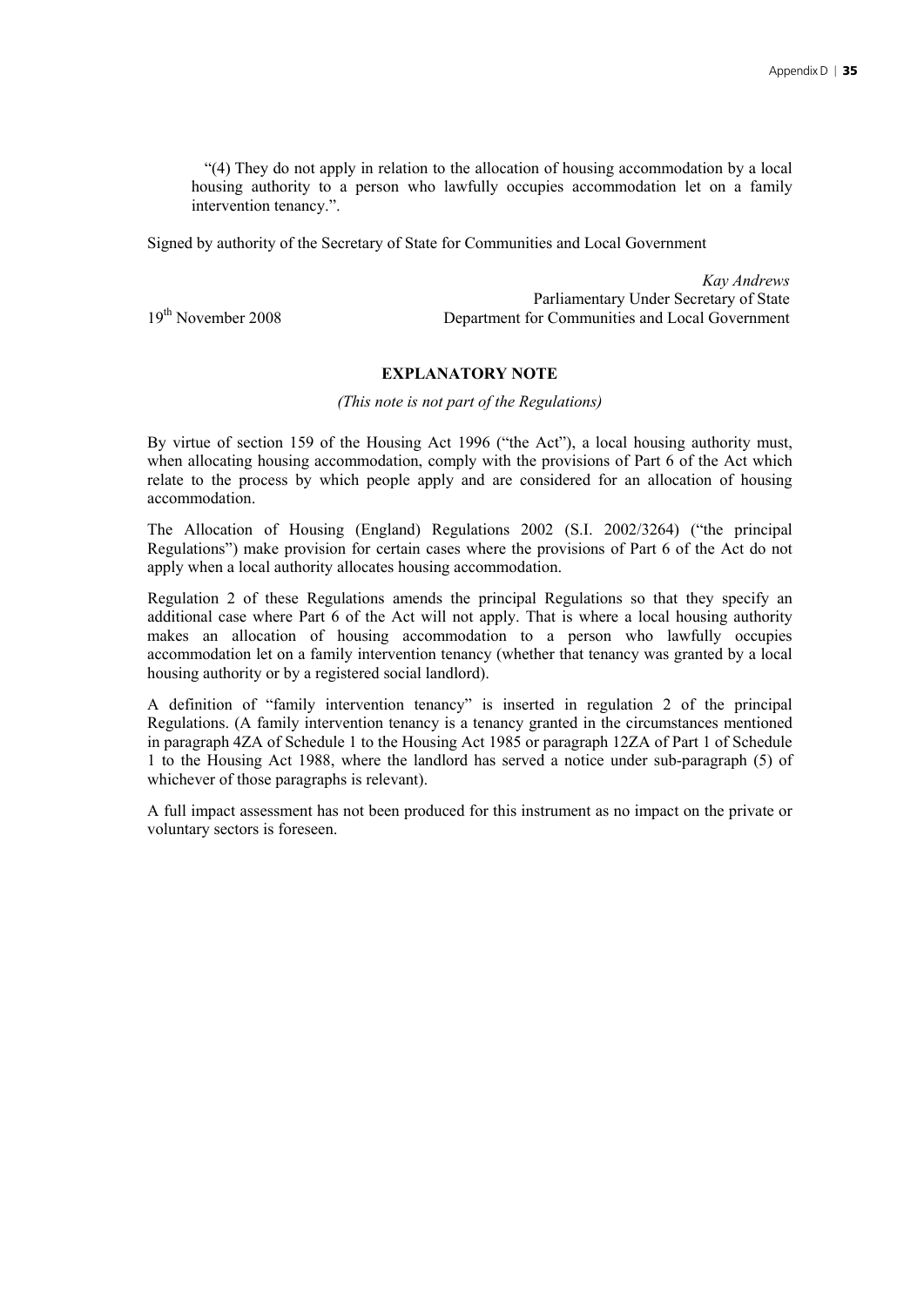"(4) They do not apply in relation to the allocation of housing accommodation by a local housing authority to a person who lawfully occupies accommodation let on a family intervention tenancy.".

Signed by authority of the Secretary of State for Communities and Local Government

*Kay Andrews*
Parliamentary Under Secretary of State
Department for Communities and Local Government

19th November 2008

**EXPLANATORY NOTE**

*(This note is not part of the Regulations)*

By virtue of section 159 of the Housing Act 1996 ("the Act"), a local housing authority must, when allocating housing accommodation, comply with the provisions of Part 6 of the Act which relate to the process by which people apply and are considered for an allocation of housing accommodation.

The Allocation of Housing (England) Regulations 2002 (S.I. 2002/3264) ("the principal Regulations") make provision for certain cases where the provisions of Part 6 of the Act do not apply when a local authority allocates housing accommodation.

Regulation 2 of these Regulations amends the principal Regulations so that they specify an additional case where Part 6 of the Act will not apply. That is where a local housing authority makes an allocation of housing accommodation to a person who lawfully occupies accommodation let on a family intervention tenancy (whether that tenancy was granted by a local housing authority or by a registered social landlord).

A definition of "family intervention tenancy" is inserted in regulation 2 of the principal Regulations. (A family intervention tenancy is a tenancy granted in the circumstances mentioned in paragraph 4ZA of Schedule 1 to the Housing Act 1985 or paragraph 12ZA of Part 1 of Schedule 1 to the Housing Act 1988, where the landlord has served a notice under sub-paragraph (5) of whichever of those paragraphs is relevant).

A full impact assessment has not been produced for this instrument as no impact on the private or voluntary sectors is foreseen.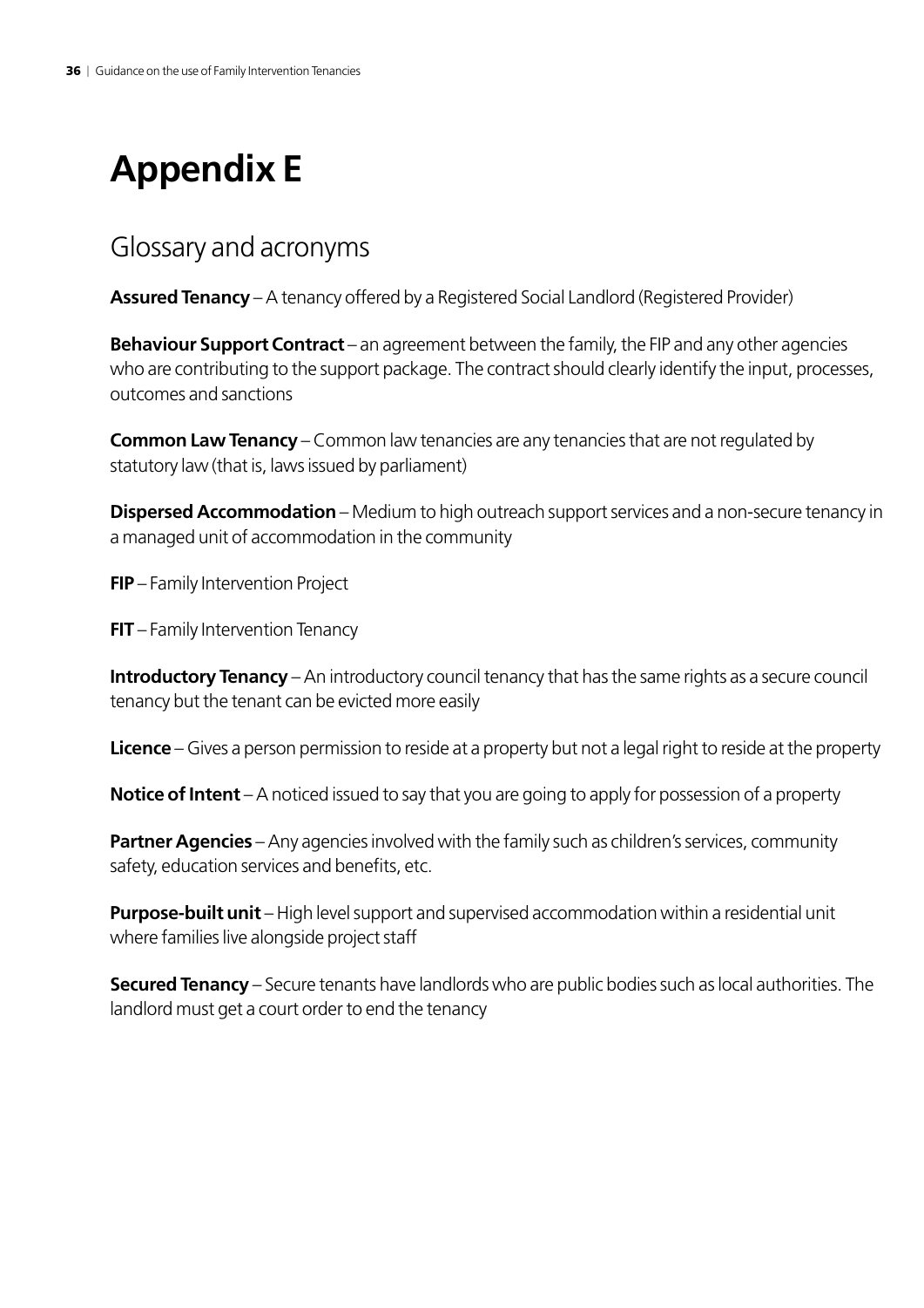# Appendix E

## Glossary and acronyms

**Assured Tenancy** – A tenancy offered by a Registered Social Landlord (Registered Provider)

**Behaviour Support Contract** – an agreement between the family, the FIP and any other agencies who are contributing to the support package. The contract should clearly identify the input, processes, outcomes and sanctions

**Common Law Tenancy** – Common law tenancies are any tenancies that are not regulated by statutory law (that is, laws issued by parliament)

**Dispersed Accommodation** – Medium to high outreach support services and a non-secure tenancy in a managed unit of accommodation in the community

**FIP** – Family Intervention Project

**FIT** – Family Intervention Tenancy

**Introductory Tenancy** – An introductory council tenancy that has the same rights as a secure council tenancy but the tenant can be evicted more easily

**Licence** – Gives a person permission to reside at a property but not a legal right to reside at the property

**Notice of Intent** – A noticed issued to say that you are going to apply for possession of a property

**Partner Agencies** – Any agencies involved with the family such as children's services, community safety, education services and benefits, etc.

**Purpose-built unit** – High level support and supervised accommodation within a residential unit where families live alongside project staff

**Secured Tenancy** – Secure tenants have landlords who are public bodies such as local authorities. The landlord must get a court order to end the tenancy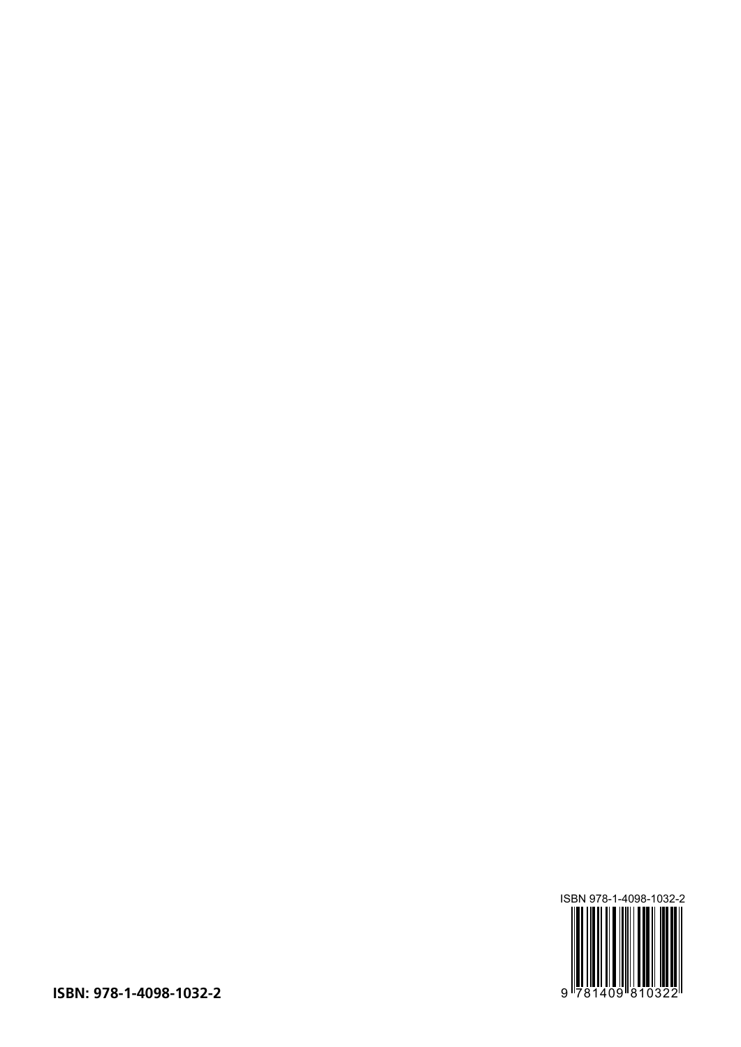ISBN 978-1-4098-1032-2

9 781409 810322

**ISBN: 978-1-4098-1032-2**